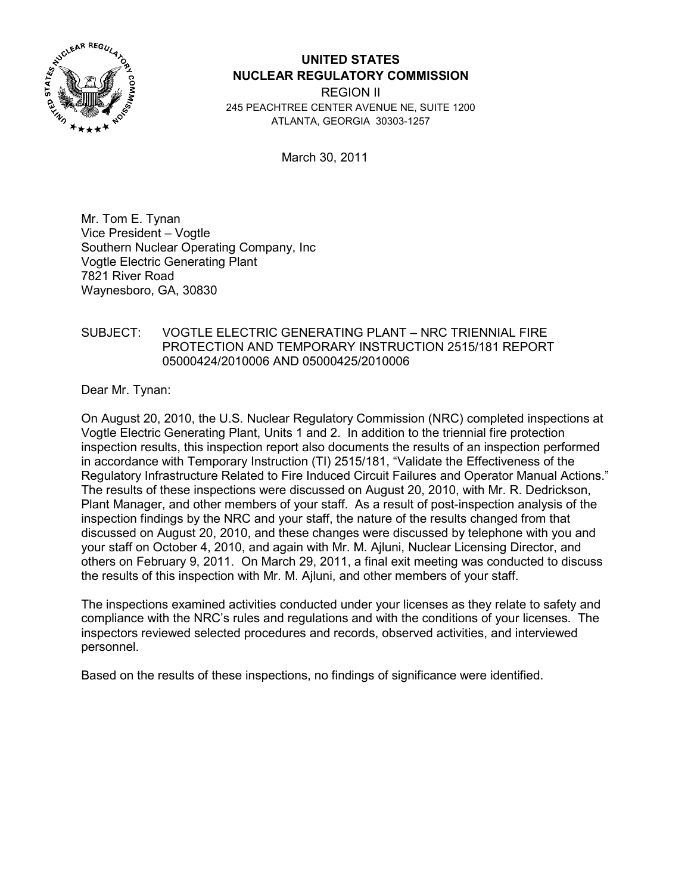**UNITED STATES**
**NUCLEAR REGULATORY COMMISSION**
REGION II
245 PEACHTREE CENTER AVENUE NE, SUITE 1200
ATLANTA, GEORGIA 30303-1257

March 30, 2011

Mr. Tom E. Tynan
Vice President – Vogtle
Southern Nuclear Operating Company, Inc
Vogtle Electric Generating Plant
7821 River Road
Waynesboro, GA, 30830

SUBJECT: VOGTLE ELECTRIC GENERATING PLANT – NRC TRIENNIAL FIRE PROTECTION AND TEMPORARY INSTRUCTION 2515/181 REPORT 05000424/2010006 AND 05000425/2010006

Dear Mr. Tynan:

On August 20, 2010, the U.S. Nuclear Regulatory Commission (NRC) completed inspections at Vogtle Electric Generating Plant, Units 1 and 2. In addition to the triennial fire protection inspection results, this inspection report also documents the results of an inspection performed in accordance with Temporary Instruction (TI) 2515/181, "Validate the Effectiveness of the Regulatory Infrastructure Related to Fire Induced Circuit Failures and Operator Manual Actions." The results of these inspections were discussed on August 20, 2010, with Mr. R. Dedrickson, Plant Manager, and other members of your staff. As a result of post-inspection analysis of the inspection findings by the NRC and your staff, the nature of the results changed from that discussed on August 20, 2010, and these changes were discussed by telephone with you and your staff on October 4, 2010, and again with Mr. M. Ajluni, Nuclear Licensing Director, and others on February 9, 2011. On March 29, 2011, a final exit meeting was conducted to discuss the results of this inspection with Mr. M. Ajluni, and other members of your staff.

The inspections examined activities conducted under your licenses as they relate to safety and compliance with the NRC's rules and regulations and with the conditions of your licenses. The inspectors reviewed selected procedures and records, observed activities, and interviewed personnel.

Based on the results of these inspections, no findings of significance were identified.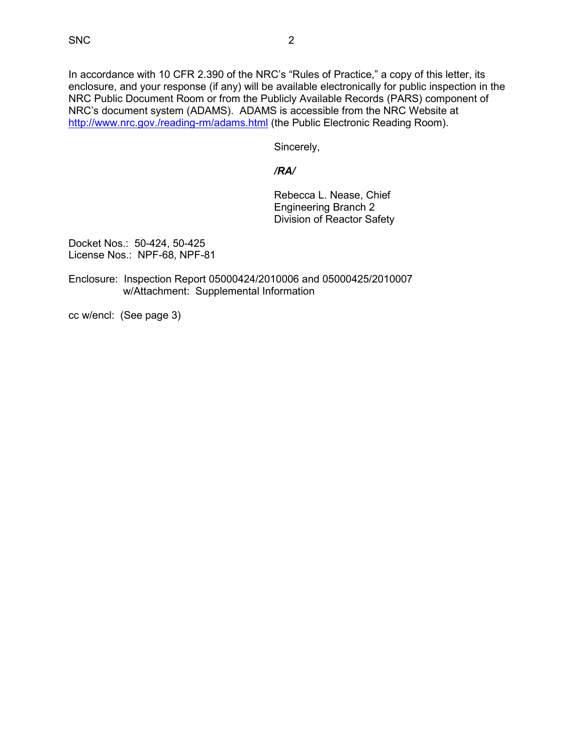In accordance with 10 CFR 2.390 of the NRC's "Rules of Practice," a copy of this letter, its enclosure, and your response (if any) will be available electronically for public inspection in the NRC Public Document Room or from the Publicly Available Records (PARS) component of NRC's document system (ADAMS). ADAMS is accessible from the NRC Website at http://www.nrc.gov./reading-rm/adams.html (the Public Electronic Reading Room).

Sincerely,

*/RA/*

Rebecca L. Nease, Chief
Engineering Branch 2
Division of Reactor Safety

Docket Nos.: 50-424, 50-425
License Nos.: NPF-68, NPF-81

Enclosure: Inspection Report 05000424/2010006 and 05000425/2010007
w/Attachment: Supplemental Information

cc w/encl: (See page 3)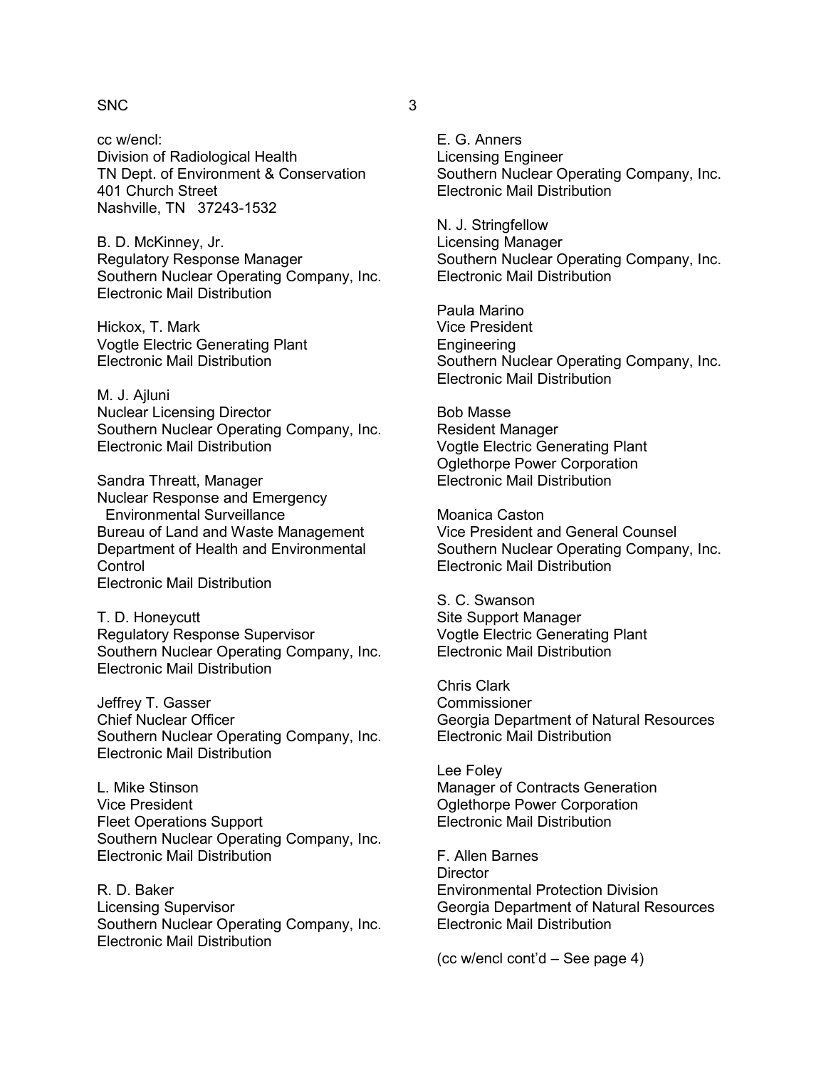cc w/encl:
Division of Radiological Health
TN Dept. of Environment & Conservation
401 Church Street
Nashville, TN 37243-1532

B. D. McKinney, Jr.
Regulatory Response Manager
Southern Nuclear Operating Company, Inc.
Electronic Mail Distribution

Hickox, T. Mark
Vogtle Electric Generating Plant
Electronic Mail Distribution

M. J. Ajluni
Nuclear Licensing Director
Southern Nuclear Operating Company, Inc.
Electronic Mail Distribution

Sandra Threatt, Manager
Nuclear Response and Emergency
Environmental Surveillance
Bureau of Land and Waste Management
Department of Health and Environmental Control
Electronic Mail Distribution

T. D. Honeycutt
Regulatory Response Supervisor
Southern Nuclear Operating Company, Inc.
Electronic Mail Distribution

Jeffrey T. Gasser
Chief Nuclear Officer
Southern Nuclear Operating Company, Inc.
Electronic Mail Distribution

L. Mike Stinson
Vice President
Fleet Operations Support
Southern Nuclear Operating Company, Inc.
Electronic Mail Distribution

R. D. Baker
Licensing Supervisor
Southern Nuclear Operating Company, Inc.
Electronic Mail Distribution

E. G. Anners
Licensing Engineer
Southern Nuclear Operating Company, Inc.
Electronic Mail Distribution

N. J. Stringfellow
Licensing Manager
Southern Nuclear Operating Company, Inc.
Electronic Mail Distribution

Paula Marino
Vice President
Engineering
Southern Nuclear Operating Company, Inc.
Electronic Mail Distribution

Bob Masse
Resident Manager
Vogtle Electric Generating Plant
Oglethorpe Power Corporation
Electronic Mail Distribution

Moanica Caston
Vice President and General Counsel
Southern Nuclear Operating Company, Inc.
Electronic Mail Distribution

S. C. Swanson
Site Support Manager
Vogtle Electric Generating Plant
Electronic Mail Distribution

Chris Clark
Commissioner
Georgia Department of Natural Resources
Electronic Mail Distribution

Lee Foley
Manager of Contracts Generation
Oglethorpe Power Corporation
Electronic Mail Distribution

F. Allen Barnes
Director
Environmental Protection Division
Georgia Department of Natural Resources
Electronic Mail Distribution

(cc w/encl cont'd – See page 4)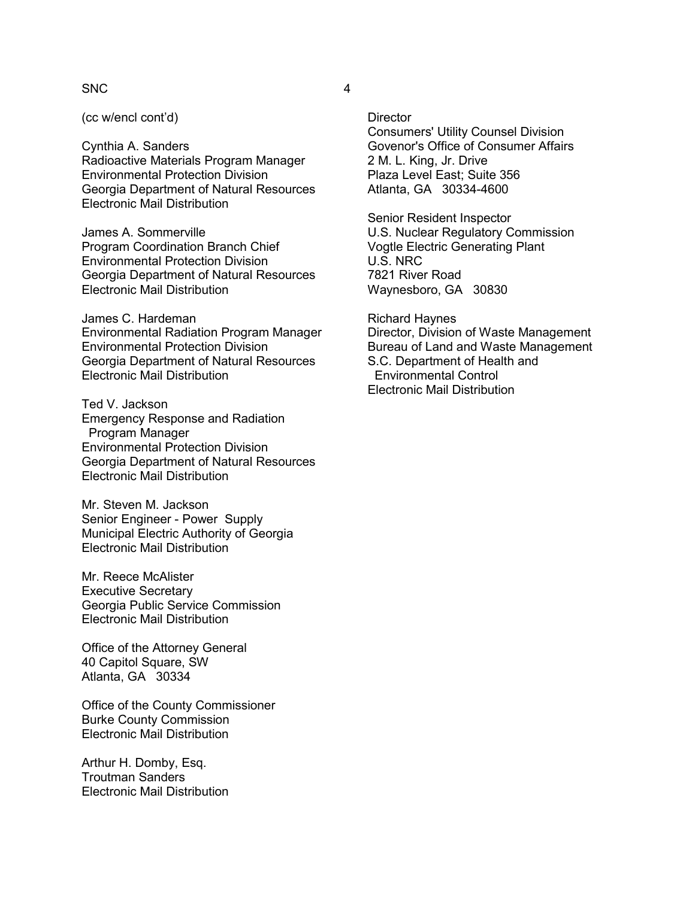(cc w/encl cont'd)

Cynthia A. Sanders
Radioactive Materials Program Manager
Environmental Protection Division
Georgia Department of Natural Resources
Electronic Mail Distribution

James A. Sommerville
Program Coordination Branch Chief
Environmental Protection Division
Georgia Department of Natural Resources
Electronic Mail Distribution

James C. Hardeman
Environmental Radiation Program Manager
Environmental Protection Division
Georgia Department of Natural Resources
Electronic Mail Distribution

Ted V. Jackson
Emergency Response and Radiation
Program Manager
Environmental Protection Division
Georgia Department of Natural Resources
Electronic Mail Distribution

Mr. Steven M. Jackson
Senior Engineer - Power Supply
Municipal Electric Authority of Georgia
Electronic Mail Distribution

Mr. Reece McAlister
Executive Secretary
Georgia Public Service Commission
Electronic Mail Distribution

Office of the Attorney General
40 Capitol Square, SW
Atlanta, GA 30334

Office of the County Commissioner
Burke County Commission
Electronic Mail Distribution

Arthur H. Domby, Esq.
Troutman Sanders
Electronic Mail Distribution

Director
Consumers' Utility Counsel Division
Govenor's Office of Consumer Affairs
2 M. L. King, Jr. Drive
Plaza Level East; Suite 356
Atlanta, GA 30334-4600

Senior Resident Inspector
U.S. Nuclear Regulatory Commission
Vogtle Electric Generating Plant
U.S. NRC
7821 River Road
Waynesboro, GA 30830

Richard Haynes
Director, Division of Waste Management
Bureau of Land and Waste Management
S.C. Department of Health and
Environmental Control
Electronic Mail Distribution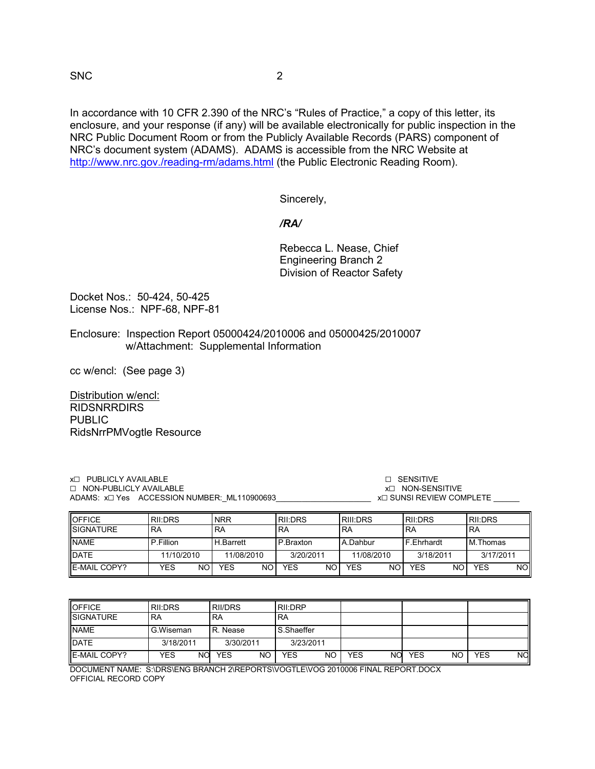In accordance with 10 CFR 2.390 of the NRC's "Rules of Practice," a copy of this letter, its enclosure, and your response (if any) will be available electronically for public inspection in the NRC Public Document Room or from the Publicly Available Records (PARS) component of NRC's document system (ADAMS). ADAMS is accessible from the NRC Website at http://www.nrc.gov./reading-rm/adams.html (the Public Electronic Reading Room).

Sincerely,

*/RA/*

Rebecca L. Nease, Chief
Engineering Branch 2
Division of Reactor Safety

Docket Nos.: 50-424, 50-425
License Nos.: NPF-68, NPF-81

Enclosure: Inspection Report 05000424/2010006 and 05000425/2010007
w/Attachment: Supplemental Information

cc w/encl: (See page 3)

Distribution w/encl:
RIDSNRRDIRS
PUBLIC
RidsNrrPMVogtle Resource

x☐ PUBLICLY AVAILABLE ☐ SENSITIVE
☐ NON-PUBLICLY AVAILABLE x☐ NON-SENSITIVE
ADAMS: x☐ Yes ACCESSION NUMBER: ML110900693 x☐ SUNSI REVIEW COMPLETE ______

| OFFICE | RII:DRS | NRR | RII:DRS | RIII:DRS | RII:DRS | RII:DRS |
|---|---|---|---|---|---|---|
| SIGNATURE | RA | RA | RA | RA | RA | RA |
| NAME | P.Fillion | H.Barrett | P.Braxton | A.Dahbur | F.Ehrhardt | M.Thomas |
| DATE | 11/10/2010 | 11/08/2010 | 3/20/2011 | 11/08/2010 | 3/18/2011 | 3/17/2011 |
| E-MAIL COPY? | YES NO | YES NO | YES NO | YES NO | YES NO | YES NO |

| OFFICE | RII:DRS | RII/DRS | RII:DRP | | | |
|---|---|---|---|---|---|---|
| SIGNATURE | RA | RA | RA | | | |
| NAME | G.Wiseman | R. Nease | S.Shaeffer | | | |
| DATE | 3/18/2011 | 3/30/2011 | 3/23/2011 | | | |
| E-MAIL COPY? | YES NO | YES NO | YES NO | YES NO | YES NO | YES NO |

DOCUMENT NAME: S:\DRS\ENG BRANCH 2\REPORTS\VOGTLE\VOG 2010006 FINAL REPORT.DOCX
OFFICIAL RECORD COPY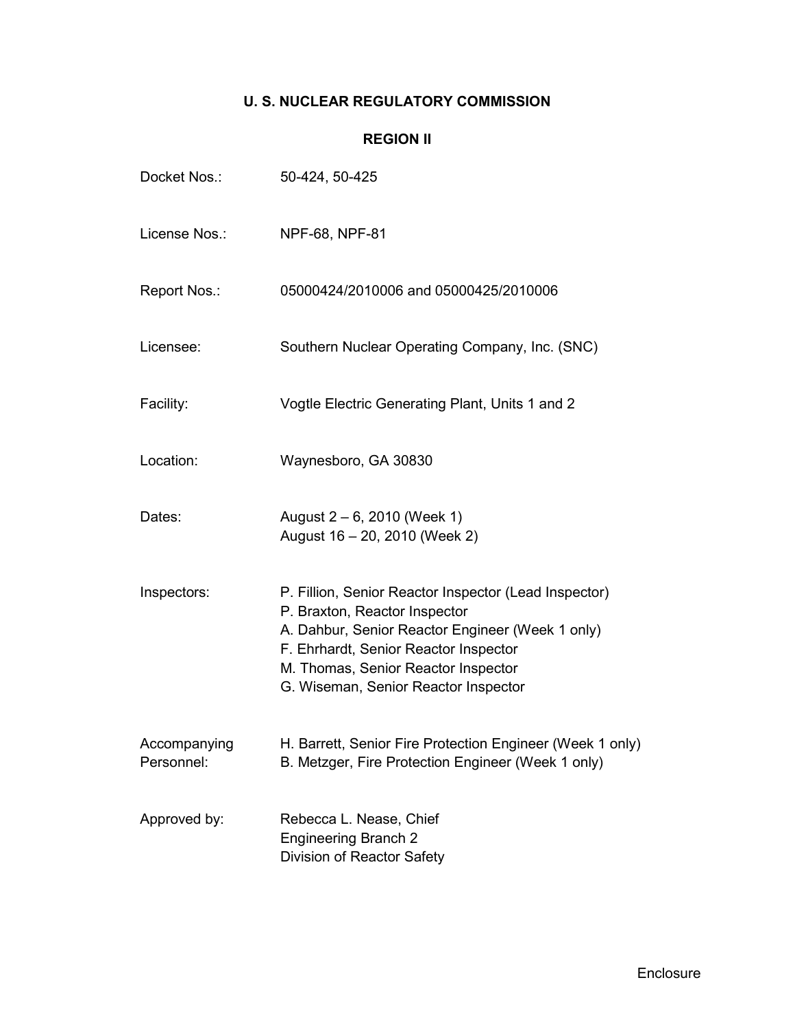# U. S. NUCLEAR REGULATORY COMMISSION

## REGION II

| | |
|---|---|
| Docket Nos.: | 50-424, 50-425 |
| License Nos.: | NPF-68, NPF-81 |
| Report Nos.: | 05000424/2010006 and 05000425/2010006 |
| Licensee: | Southern Nuclear Operating Company, Inc. (SNC) |
| Facility: | Vogtle Electric Generating Plant, Units 1 and 2 |
| Location: | Waynesboro, GA 30830 |
| Dates: | August 2 – 6, 2010 (Week 1)<br>August 16 – 20, 2010 (Week 2) |
| Inspectors: | P. Fillion, Senior Reactor Inspector (Lead Inspector)<br>P. Braxton, Reactor Inspector<br>A. Dahbur, Senior Reactor Engineer (Week 1 only)<br>F. Ehrhardt, Senior Reactor Inspector<br>M. Thomas, Senior Reactor Inspector<br>G. Wiseman, Senior Reactor Inspector |
| Accompanying Personnel: | H. Barrett, Senior Fire Protection Engineer (Week 1 only)<br>B. Metzger, Fire Protection Engineer (Week 1 only) |
| Approved by: | Rebecca L. Nease, Chief<br>Engineering Branch 2<br>Division of Reactor Safety |

Enclosure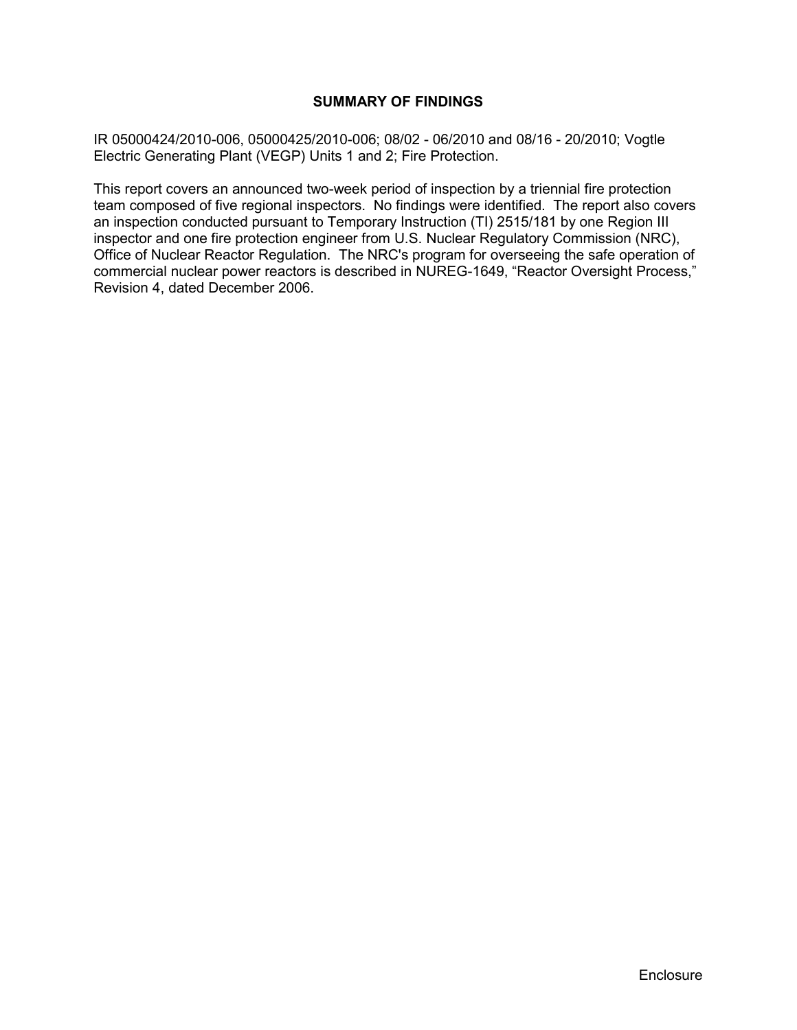## SUMMARY OF FINDINGS

IR 05000424/2010-006, 05000425/2010-006; 08/02 - 06/2010 and 08/16 - 20/2010; Vogtle Electric Generating Plant (VEGP) Units 1 and 2; Fire Protection.

This report covers an announced two-week period of inspection by a triennial fire protection team composed of five regional inspectors. No findings were identified. The report also covers an inspection conducted pursuant to Temporary Instruction (TI) 2515/181 by one Region III inspector and one fire protection engineer from U.S. Nuclear Regulatory Commission (NRC), Office of Nuclear Reactor Regulation. The NRC's program for overseeing the safe operation of commercial nuclear power reactors is described in NUREG-1649, "Reactor Oversight Process," Revision 4, dated December 2006.

Enclosure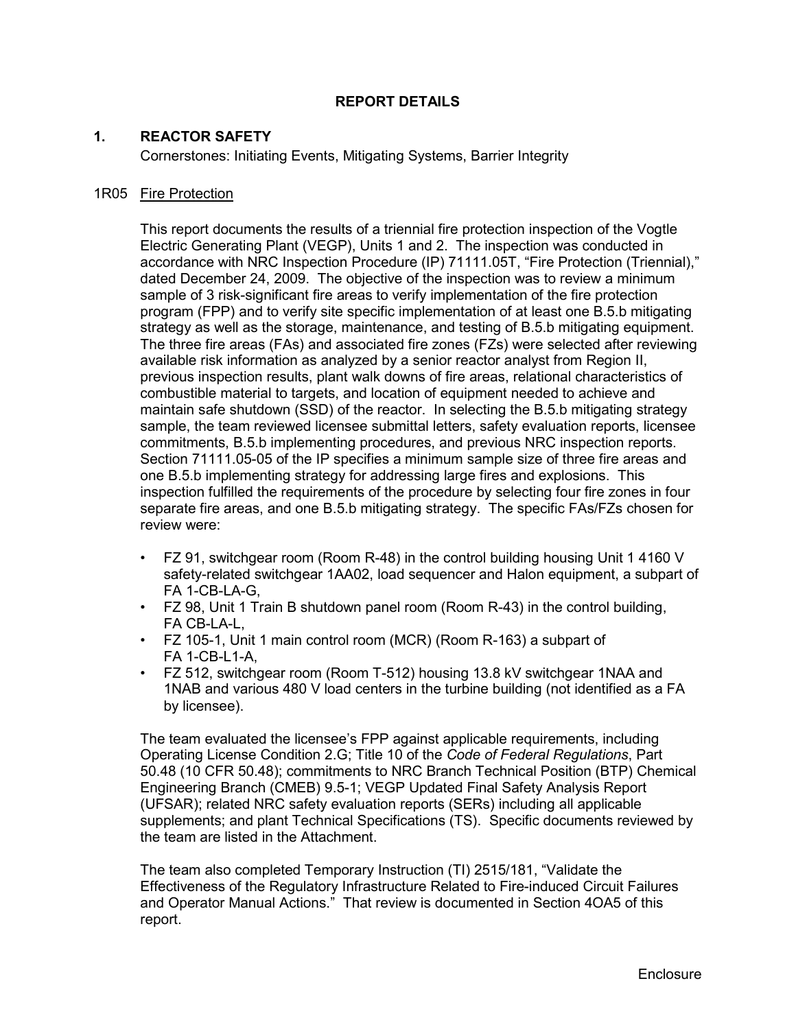## REPORT DETAILS

### 1. REACTOR SAFETY

Cornerstones: Initiating Events, Mitigating Systems, Barrier Integrity

#### 1R05 Fire Protection

This report documents the results of a triennial fire protection inspection of the Vogtle Electric Generating Plant (VEGP), Units 1 and 2. The inspection was conducted in accordance with NRC Inspection Procedure (IP) 71111.05T, "Fire Protection (Triennial)," dated December 24, 2009. The objective of the inspection was to review a minimum sample of 3 risk-significant fire areas to verify implementation of the fire protection program (FPP) and to verify site specific implementation of at least one B.5.b mitigating strategy as well as the storage, maintenance, and testing of B.5.b mitigating equipment. The three fire areas (FAs) and associated fire zones (FZs) were selected after reviewing available risk information as analyzed by a senior reactor analyst from Region II, previous inspection results, plant walk downs of fire areas, relational characteristics of combustible material to targets, and location of equipment needed to achieve and maintain safe shutdown (SSD) of the reactor. In selecting the B.5.b mitigating strategy sample, the team reviewed licensee submittal letters, safety evaluation reports, licensee commitments, B.5.b implementing procedures, and previous NRC inspection reports. Section 71111.05-05 of the IP specifies a minimum sample size of three fire areas and one B.5.b implementing strategy for addressing large fires and explosions. This inspection fulfilled the requirements of the procedure by selecting four fire zones in four separate fire areas, and one B.5.b mitigating strategy. The specific FAs/FZs chosen for review were:

- FZ 91, switchgear room (Room R-48) in the control building housing Unit 1 4160 V safety-related switchgear 1AA02, load sequencer and Halon equipment, a subpart of FA 1-CB-LA-G,
- FZ 98, Unit 1 Train B shutdown panel room (Room R-43) in the control building, FA CB-LA-L,
- FZ 105-1, Unit 1 main control room (MCR) (Room R-163) a subpart of FA 1-CB-L1-A,
- FZ 512, switchgear room (Room T-512) housing 13.8 kV switchgear 1NAA and 1NAB and various 480 V load centers in the turbine building (not identified as a FA by licensee).

The team evaluated the licensee's FPP against applicable requirements, including Operating License Condition 2.G; Title 10 of the *Code of Federal Regulations*, Part 50.48 (10 CFR 50.48); commitments to NRC Branch Technical Position (BTP) Chemical Engineering Branch (CMEB) 9.5-1; VEGP Updated Final Safety Analysis Report (UFSAR); related NRC safety evaluation reports (SERs) including all applicable supplements; and plant Technical Specifications (TS). Specific documents reviewed by the team are listed in the Attachment.

The team also completed Temporary Instruction (TI) 2515/181, "Validate the Effectiveness of the Regulatory Infrastructure Related to Fire-induced Circuit Failures and Operator Manual Actions." That review is documented in Section 4OA5 of this report.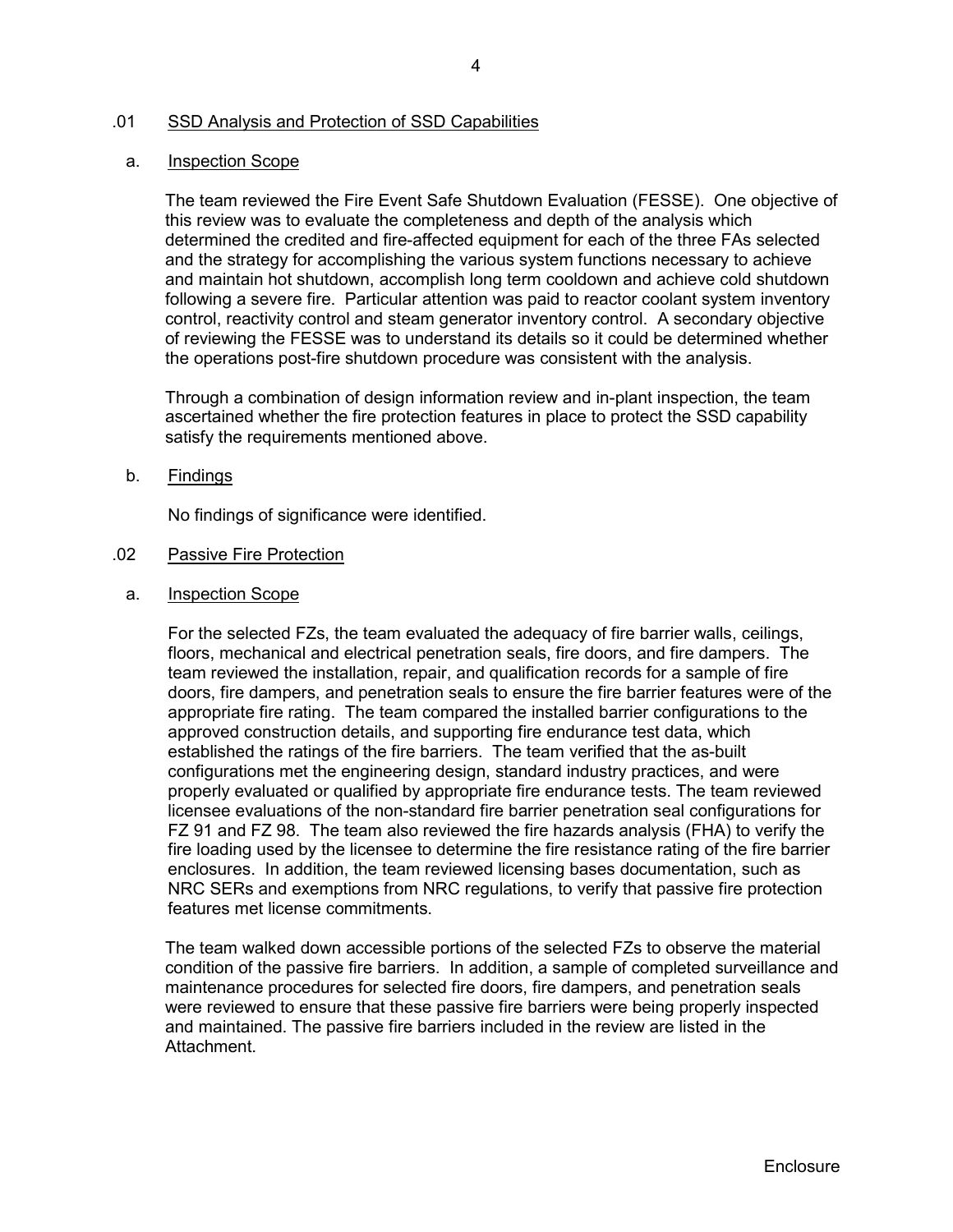## .01 SSD Analysis and Protection of SSD Capabilities

### a. Inspection Scope

The team reviewed the Fire Event Safe Shutdown Evaluation (FESSE). One objective of this review was to evaluate the completeness and depth of the analysis which determined the credited and fire-affected equipment for each of the three FAs selected and the strategy for accomplishing the various system functions necessary to achieve and maintain hot shutdown, accomplish long term cooldown and achieve cold shutdown following a severe fire. Particular attention was paid to reactor coolant system inventory control, reactivity control and steam generator inventory control. A secondary objective of reviewing the FESSE was to understand its details so it could be determined whether the operations post-fire shutdown procedure was consistent with the analysis.

Through a combination of design information review and in-plant inspection, the team ascertained whether the fire protection features in place to protect the SSD capability satisfy the requirements mentioned above.

### b. Findings

No findings of significance were identified.

## .02 Passive Fire Protection

### a. Inspection Scope

For the selected FZs, the team evaluated the adequacy of fire barrier walls, ceilings, floors, mechanical and electrical penetration seals, fire doors, and fire dampers. The team reviewed the installation, repair, and qualification records for a sample of fire doors, fire dampers, and penetration seals to ensure the fire barrier features were of the appropriate fire rating. The team compared the installed barrier configurations to the approved construction details, and supporting fire endurance test data, which established the ratings of the fire barriers. The team verified that the as-built configurations met the engineering design, standard industry practices, and were properly evaluated or qualified by appropriate fire endurance tests. The team reviewed licensee evaluations of the non-standard fire barrier penetration seal configurations for FZ 91 and FZ 98. The team also reviewed the fire hazards analysis (FHA) to verify the fire loading used by the licensee to determine the fire resistance rating of the fire barrier enclosures. In addition, the team reviewed licensing bases documentation, such as NRC SERs and exemptions from NRC regulations, to verify that passive fire protection features met license commitments.

The team walked down accessible portions of the selected FZs to observe the material condition of the passive fire barriers. In addition, a sample of completed surveillance and maintenance procedures for selected fire doors, fire dampers, and penetration seals were reviewed to ensure that these passive fire barriers were being properly inspected and maintained. The passive fire barriers included in the review are listed in the Attachment.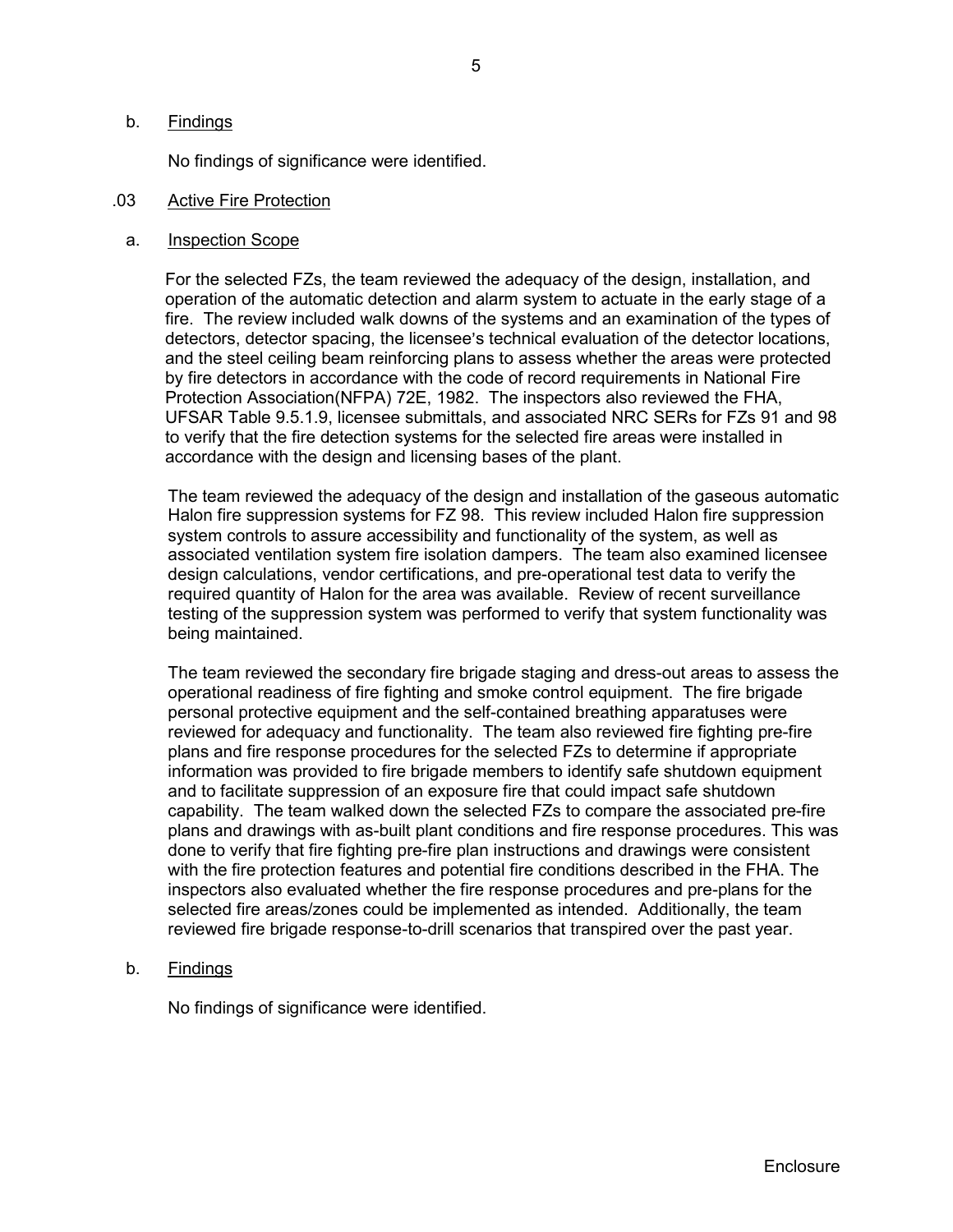b. Findings

No findings of significance were identified.

.03 Active Fire Protection

a. Inspection Scope

For the selected FZs, the team reviewed the adequacy of the design, installation, and operation of the automatic detection and alarm system to actuate in the early stage of a fire. The review included walk downs of the systems and an examination of the types of detectors, detector spacing, the licensee's technical evaluation of the detector locations, and the steel ceiling beam reinforcing plans to assess whether the areas were protected by fire detectors in accordance with the code of record requirements in National Fire Protection Association(NFPA) 72E, 1982. The inspectors also reviewed the FHA, UFSAR Table 9.5.1.9, licensee submittals, and associated NRC SERs for FZs 91 and 98 to verify that the fire detection systems for the selected fire areas were installed in accordance with the design and licensing bases of the plant.

The team reviewed the adequacy of the design and installation of the gaseous automatic Halon fire suppression systems for FZ 98. This review included Halon fire suppression system controls to assure accessibility and functionality of the system, as well as associated ventilation system fire isolation dampers. The team also examined licensee design calculations, vendor certifications, and pre-operational test data to verify the required quantity of Halon for the area was available. Review of recent surveillance testing of the suppression system was performed to verify that system functionality was being maintained.

The team reviewed the secondary fire brigade staging and dress-out areas to assess the operational readiness of fire fighting and smoke control equipment. The fire brigade personal protective equipment and the self-contained breathing apparatuses were reviewed for adequacy and functionality. The team also reviewed fire fighting pre-fire plans and fire response procedures for the selected FZs to determine if appropriate information was provided to fire brigade members to identify safe shutdown equipment and to facilitate suppression of an exposure fire that could impact safe shutdown capability. The team walked down the selected FZs to compare the associated pre-fire plans and drawings with as-built plant conditions and fire response procedures. This was done to verify that fire fighting pre-fire plan instructions and drawings were consistent with the fire protection features and potential fire conditions described in the FHA. The inspectors also evaluated whether the fire response procedures and pre-plans for the selected fire areas/zones could be implemented as intended. Additionally, the team reviewed fire brigade response-to-drill scenarios that transpired over the past year.

b. Findings

No findings of significance were identified.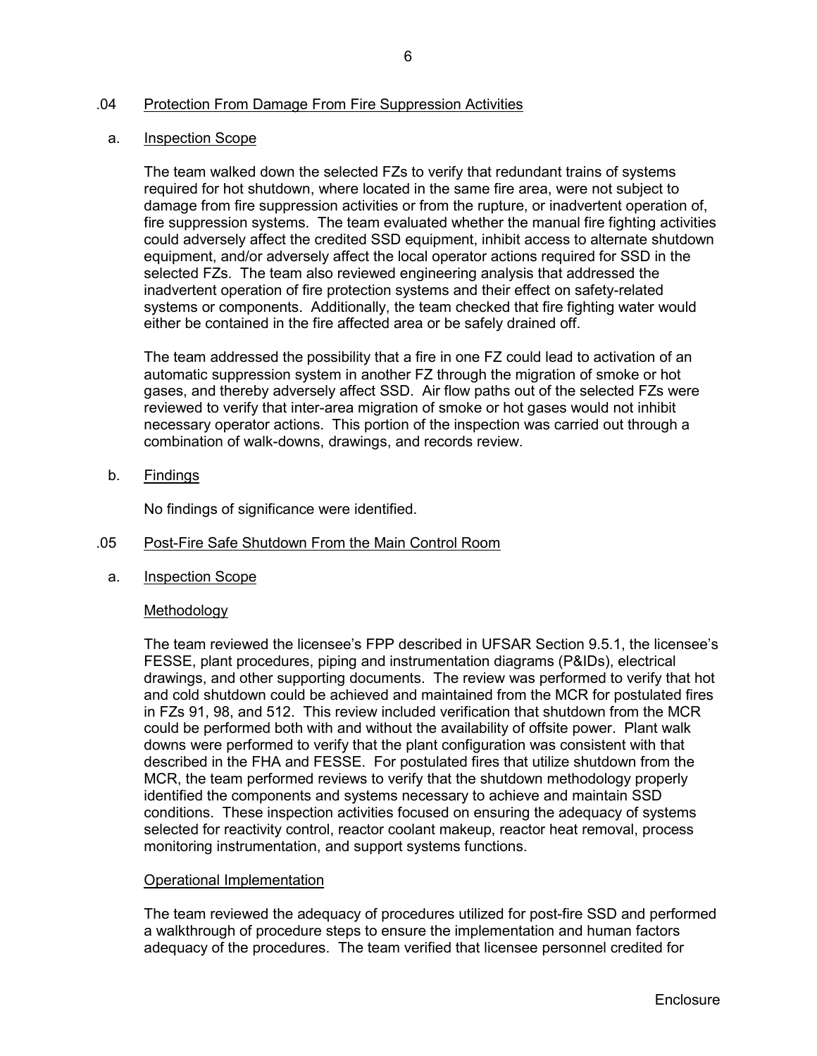.04 Protection From Damage From Fire Suppression Activities

a. Inspection Scope

The team walked down the selected FZs to verify that redundant trains of systems required for hot shutdown, where located in the same fire area, were not subject to damage from fire suppression activities or from the rupture, or inadvertent operation of, fire suppression systems. The team evaluated whether the manual fire fighting activities could adversely affect the credited SSD equipment, inhibit access to alternate shutdown equipment, and/or adversely affect the local operator actions required for SSD in the selected FZs. The team also reviewed engineering analysis that addressed the inadvertent operation of fire protection systems and their effect on safety-related systems or components. Additionally, the team checked that fire fighting water would either be contained in the fire affected area or be safely drained off.

The team addressed the possibility that a fire in one FZ could lead to activation of an automatic suppression system in another FZ through the migration of smoke or hot gases, and thereby adversely affect SSD. Air flow paths out of the selected FZs were reviewed to verify that inter-area migration of smoke or hot gases would not inhibit necessary operator actions. This portion of the inspection was carried out through a combination of walk-downs, drawings, and records review.

b. Findings

No findings of significance were identified.

.05 Post-Fire Safe Shutdown From the Main Control Room

a. Inspection Scope

Methodology

The team reviewed the licensee's FPP described in UFSAR Section 9.5.1, the licensee's FESSE, plant procedures, piping and instrumentation diagrams (P&IDs), electrical drawings, and other supporting documents. The review was performed to verify that hot and cold shutdown could be achieved and maintained from the MCR for postulated fires in FZs 91, 98, and 512. This review included verification that shutdown from the MCR could be performed both with and without the availability of offsite power. Plant walk downs were performed to verify that the plant configuration was consistent with that described in the FHA and FESSE. For postulated fires that utilize shutdown from the MCR, the team performed reviews to verify that the shutdown methodology properly identified the components and systems necessary to achieve and maintain SSD conditions. These inspection activities focused on ensuring the adequacy of systems selected for reactivity control, reactor coolant makeup, reactor heat removal, process monitoring instrumentation, and support systems functions.

Operational Implementation

The team reviewed the adequacy of procedures utilized for post-fire SSD and performed a walkthrough of procedure steps to ensure the implementation and human factors adequacy of the procedures. The team verified that licensee personnel credited for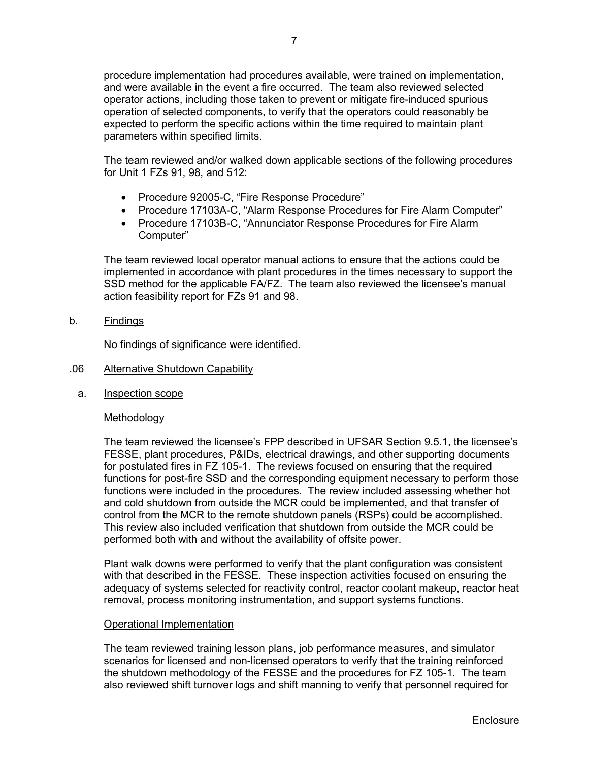procedure implementation had procedures available, were trained on implementation, and were available in the event a fire occurred. The team also reviewed selected operator actions, including those taken to prevent or mitigate fire-induced spurious operation of selected components, to verify that the operators could reasonably be expected to perform the specific actions within the time required to maintain plant parameters within specified limits.

The team reviewed and/or walked down applicable sections of the following procedures for Unit 1 FZs 91, 98, and 512:

- Procedure 92005-C, "Fire Response Procedure"
- Procedure 17103A-C, "Alarm Response Procedures for Fire Alarm Computer"
- Procedure 17103B-C, "Annunciator Response Procedures for Fire Alarm Computer"

The team reviewed local operator manual actions to ensure that the actions could be implemented in accordance with plant procedures in the times necessary to support the SSD method for the applicable FA/FZ. The team also reviewed the licensee's manual action feasibility report for FZs 91 and 98.

b. Findings

No findings of significance were identified.

.06 Alternative Shutdown Capability

a. Inspection scope

Methodology

The team reviewed the licensee's FPP described in UFSAR Section 9.5.1, the licensee's FESSE, plant procedures, P&IDs, electrical drawings, and other supporting documents for postulated fires in FZ 105-1. The reviews focused on ensuring that the required functions for post-fire SSD and the corresponding equipment necessary to perform those functions were included in the procedures. The review included assessing whether hot and cold shutdown from outside the MCR could be implemented, and that transfer of control from the MCR to the remote shutdown panels (RSPs) could be accomplished. This review also included verification that shutdown from outside the MCR could be performed both with and without the availability of offsite power.

Plant walk downs were performed to verify that the plant configuration was consistent with that described in the FESSE. These inspection activities focused on ensuring the adequacy of systems selected for reactivity control, reactor coolant makeup, reactor heat removal, process monitoring instrumentation, and support systems functions.

Operational Implementation

The team reviewed training lesson plans, job performance measures, and simulator scenarios for licensed and non-licensed operators to verify that the training reinforced the shutdown methodology of the FESSE and the procedures for FZ 105-1. The team also reviewed shift turnover logs and shift manning to verify that personnel required for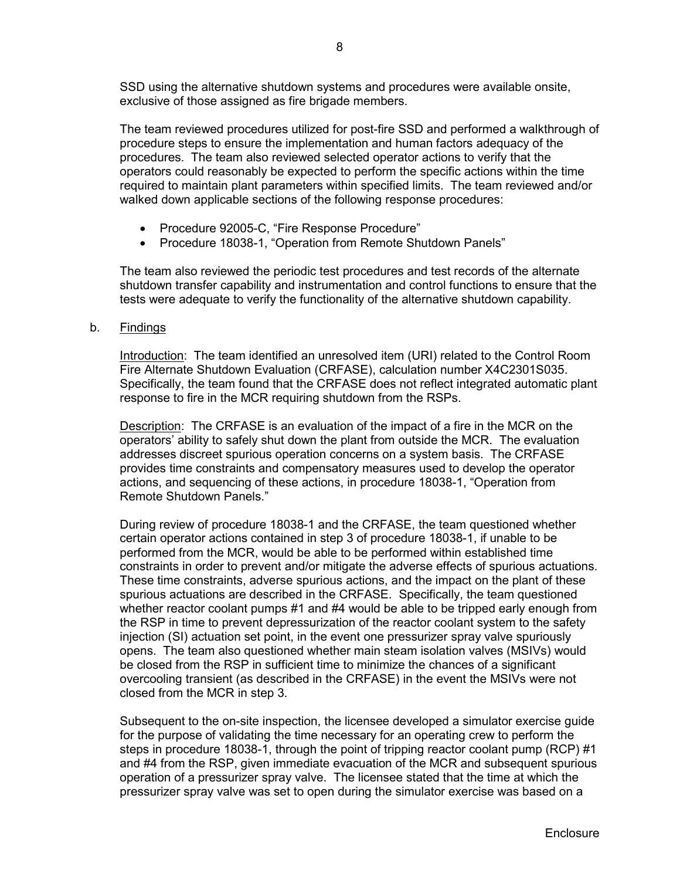SSD using the alternative shutdown systems and procedures were available onsite, exclusive of those assigned as fire brigade members.

The team reviewed procedures utilized for post-fire SSD and performed a walkthrough of procedure steps to ensure the implementation and human factors adequacy of the procedures. The team also reviewed selected operator actions to verify that the operators could reasonably be expected to perform the specific actions within the time required to maintain plant parameters within specified limits. The team reviewed and/or walked down applicable sections of the following response procedures:

- Procedure 92005-C, “Fire Response Procedure”
- Procedure 18038-1, “Operation from Remote Shutdown Panels”

The team also reviewed the periodic test procedures and test records of the alternate shutdown transfer capability and instrumentation and control functions to ensure that the tests were adequate to verify the functionality of the alternative shutdown capability.

b. Findings

Introduction: The team identified an unresolved item (URI) related to the Control Room Fire Alternate Shutdown Evaluation (CRFASE), calculation number X4C2301S035. Specifically, the team found that the CRFASE does not reflect integrated automatic plant response to fire in the MCR requiring shutdown from the RSPs.

Description: The CRFASE is an evaluation of the impact of a fire in the MCR on the operators’ ability to safely shut down the plant from outside the MCR. The evaluation addresses discreet spurious operation concerns on a system basis. The CRFASE provides time constraints and compensatory measures used to develop the operator actions, and sequencing of these actions, in procedure 18038-1, “Operation from Remote Shutdown Panels.”

During review of procedure 18038-1 and the CRFASE, the team questioned whether certain operator actions contained in step 3 of procedure 18038-1, if unable to be performed from the MCR, would be able to be performed within established time constraints in order to prevent and/or mitigate the adverse effects of spurious actuations. These time constraints, adverse spurious actions, and the impact on the plant of these spurious actuations are described in the CRFASE. Specifically, the team questioned whether reactor coolant pumps #1 and #4 would be able to be tripped early enough from the RSP in time to prevent depressurization of the reactor coolant system to the safety injection (SI) actuation set point, in the event one pressurizer spray valve spuriously opens. The team also questioned whether main steam isolation valves (MSIVs) would be closed from the RSP in sufficient time to minimize the chances of a significant overcooling transient (as described in the CRFASE) in the event the MSIVs were not closed from the MCR in step 3.

Subsequent to the on-site inspection, the licensee developed a simulator exercise guide for the purpose of validating the time necessary for an operating crew to perform the steps in procedure 18038-1, through the point of tripping reactor coolant pump (RCP) #1 and #4 from the RSP, given immediate evacuation of the MCR and subsequent spurious operation of a pressurizer spray valve. The licensee stated that the time at which the pressurizer spray valve was set to open during the simulator exercise was based on a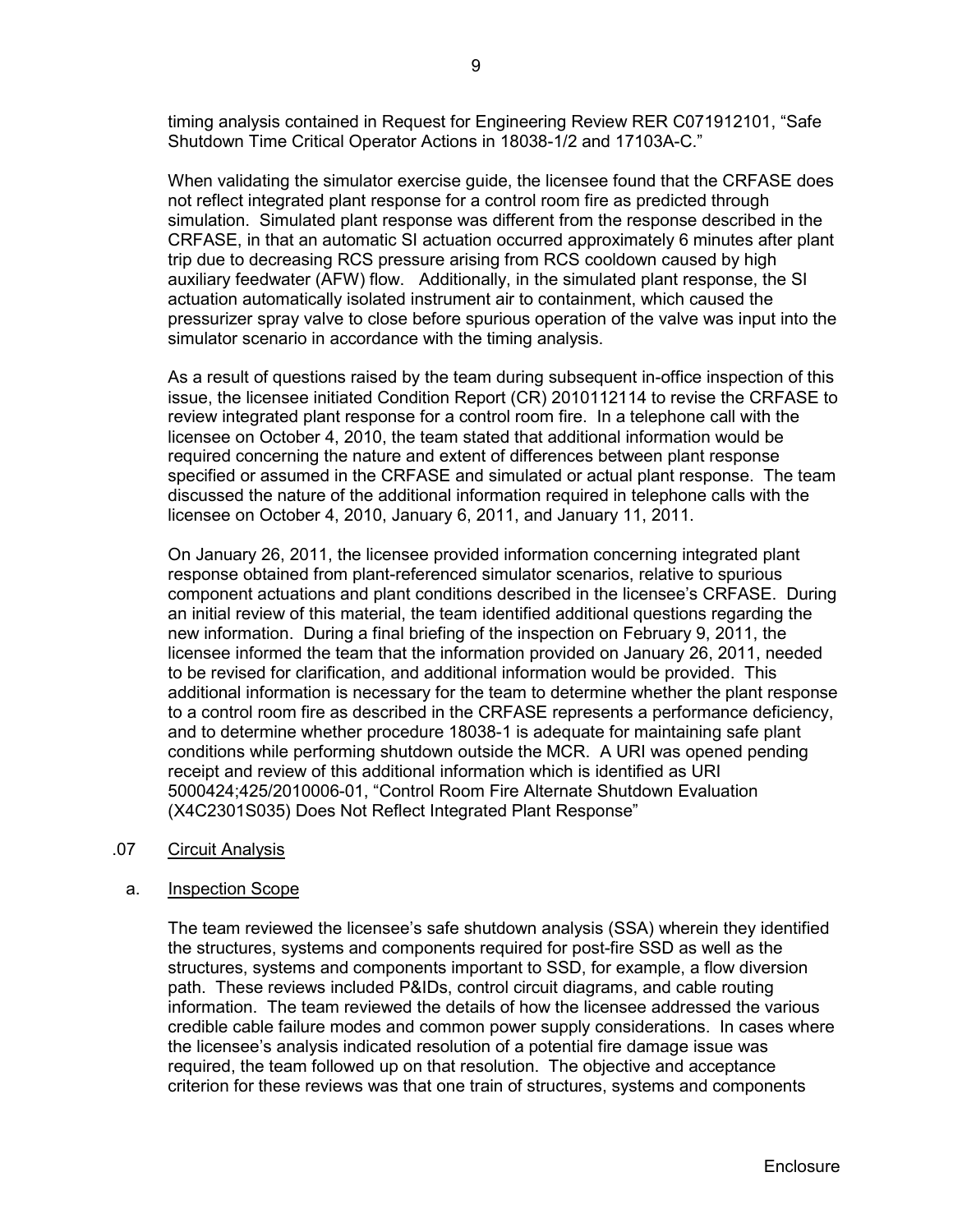timing analysis contained in Request for Engineering Review RER C071912101, "Safe Shutdown Time Critical Operator Actions in 18038-1/2 and 17103A-C."

When validating the simulator exercise guide, the licensee found that the CRFASE does not reflect integrated plant response for a control room fire as predicted through simulation. Simulated plant response was different from the response described in the CRFASE, in that an automatic SI actuation occurred approximately 6 minutes after plant trip due to decreasing RCS pressure arising from RCS cooldown caused by high auxiliary feedwater (AFW) flow. Additionally, in the simulated plant response, the SI actuation automatically isolated instrument air to containment, which caused the pressurizer spray valve to close before spurious operation of the valve was input into the simulator scenario in accordance with the timing analysis.

As a result of questions raised by the team during subsequent in-office inspection of this issue, the licensee initiated Condition Report (CR) 2010112114 to revise the CRFASE to review integrated plant response for a control room fire. In a telephone call with the licensee on October 4, 2010, the team stated that additional information would be required concerning the nature and extent of differences between plant response specified or assumed in the CRFASE and simulated or actual plant response. The team discussed the nature of the additional information required in telephone calls with the licensee on October 4, 2010, January 6, 2011, and January 11, 2011.

On January 26, 2011, the licensee provided information concerning integrated plant response obtained from plant-referenced simulator scenarios, relative to spurious component actuations and plant conditions described in the licensee's CRFASE. During an initial review of this material, the team identified additional questions regarding the new information. During a final briefing of the inspection on February 9, 2011, the licensee informed the team that the information provided on January 26, 2011, needed to be revised for clarification, and additional information would be provided. This additional information is necessary for the team to determine whether the plant response to a control room fire as described in the CRFASE represents a performance deficiency, and to determine whether procedure 18038-1 is adequate for maintaining safe plant conditions while performing shutdown outside the MCR. A URI was opened pending receipt and review of this additional information which is identified as URI 5000424;425/2010006-01, "Control Room Fire Alternate Shutdown Evaluation (X4C2301S035) Does Not Reflect Integrated Plant Response"

## .07 Circuit Analysis

### a. Inspection Scope

The team reviewed the licensee's safe shutdown analysis (SSA) wherein they identified the structures, systems and components required for post-fire SSD as well as the structures, systems and components important to SSD, for example, a flow diversion path. These reviews included P&IDs, control circuit diagrams, and cable routing information. The team reviewed the details of how the licensee addressed the various credible cable failure modes and common power supply considerations. In cases where the licensee's analysis indicated resolution of a potential fire damage issue was required, the team followed up on that resolution. The objective and acceptance criterion for these reviews was that one train of structures, systems and components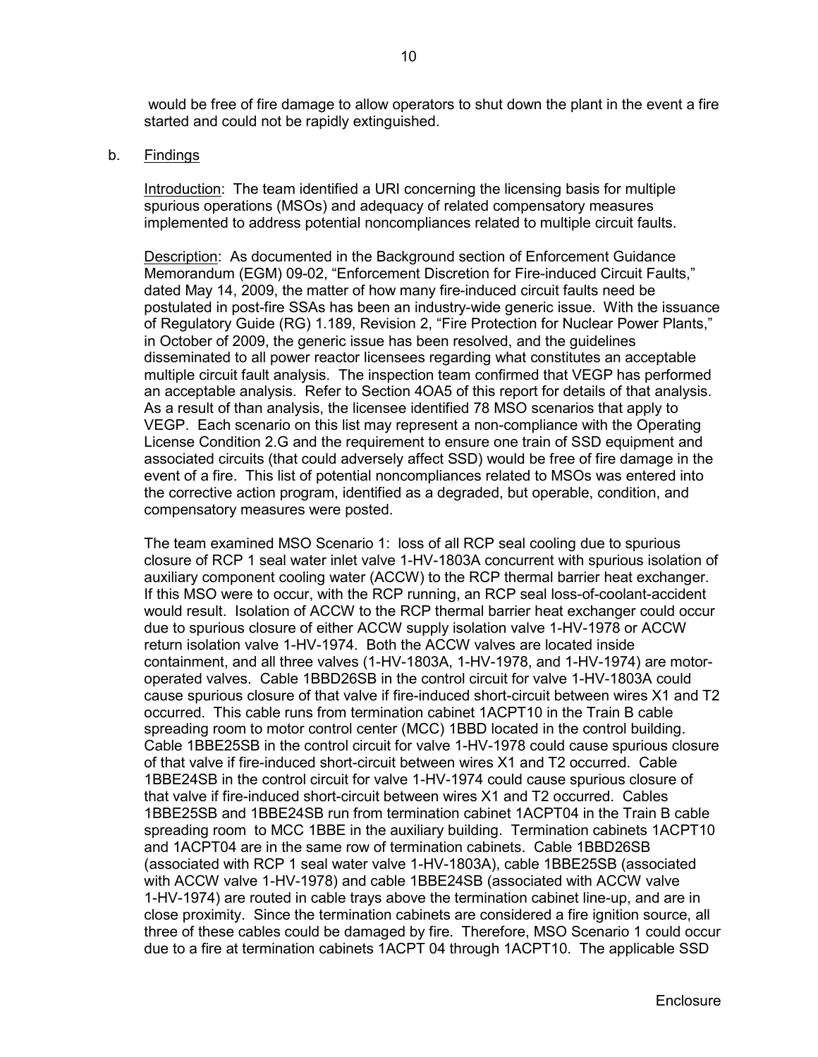would be free of fire damage to allow operators to shut down the plant in the event a fire started and could not be rapidly extinguished.

b. Findings

Introduction: The team identified a URI concerning the licensing basis for multiple spurious operations (MSOs) and adequacy of related compensatory measures implemented to address potential noncompliances related to multiple circuit faults.

Description: As documented in the Background section of Enforcement Guidance Memorandum (EGM) 09-02, "Enforcement Discretion for Fire-induced Circuit Faults," dated May 14, 2009, the matter of how many fire-induced circuit faults need be postulated in post-fire SSAs has been an industry-wide generic issue. With the issuance of Regulatory Guide (RG) 1.189, Revision 2, "Fire Protection for Nuclear Power Plants," in October of 2009, the generic issue has been resolved, and the guidelines disseminated to all power reactor licensees regarding what constitutes an acceptable multiple circuit fault analysis. The inspection team confirmed that VEGP has performed an acceptable analysis. Refer to Section 4OA5 of this report for details of that analysis. As a result of than analysis, the licensee identified 78 MSO scenarios that apply to VEGP. Each scenario on this list may represent a non-compliance with the Operating License Condition 2.G and the requirement to ensure one train of SSD equipment and associated circuits (that could adversely affect SSD) would be free of fire damage in the event of a fire. This list of potential noncompliances related to MSOs was entered into the corrective action program, identified as a degraded, but operable, condition, and compensatory measures were posted.

The team examined MSO Scenario 1: loss of all RCP seal cooling due to spurious closure of RCP 1 seal water inlet valve 1-HV-1803A concurrent with spurious isolation of auxiliary component cooling water (ACCW) to the RCP thermal barrier heat exchanger. If this MSO were to occur, with the RCP running, an RCP seal loss-of-coolant-accident would result. Isolation of ACCW to the RCP thermal barrier heat exchanger could occur due to spurious closure of either ACCW supply isolation valve 1-HV-1978 or ACCW return isolation valve 1-HV-1974. Both the ACCW valves are located inside containment, and all three valves (1-HV-1803A, 1-HV-1978, and 1-HV-1974) are motor-operated valves. Cable 1BBD26SB in the control circuit for valve 1-HV-1803A could cause spurious closure of that valve if fire-induced short-circuit between wires X1 and T2 occurred. This cable runs from termination cabinet 1ACPT10 in the Train B cable spreading room to motor control center (MCC) 1BBD located in the control building. Cable 1BBE25SB in the control circuit for valve 1-HV-1978 could cause spurious closure of that valve if fire-induced short-circuit between wires X1 and T2 occurred. Cable 1BBE24SB in the control circuit for valve 1-HV-1974 could cause spurious closure of that valve if fire-induced short-circuit between wires X1 and T2 occurred. Cables 1BBE25SB and 1BBE24SB run from termination cabinet 1ACPT04 in the Train B cable spreading room to MCC 1BBE in the auxiliary building. Termination cabinets 1ACPT10 and 1ACPT04 are in the same row of termination cabinets. Cable 1BBD26SB (associated with RCP 1 seal water valve 1-HV-1803A), cable 1BBE25SB (associated with ACCW valve 1-HV-1978) and cable 1BBE24SB (associated with ACCW valve 1-HV-1974) are routed in cable trays above the termination cabinet line-up, and are in close proximity. Since the termination cabinets are considered a fire ignition source, all three of these cables could be damaged by fire. Therefore, MSO Scenario 1 could occur due to a fire at termination cabinets 1ACPT 04 through 1ACPT10. The applicable SSD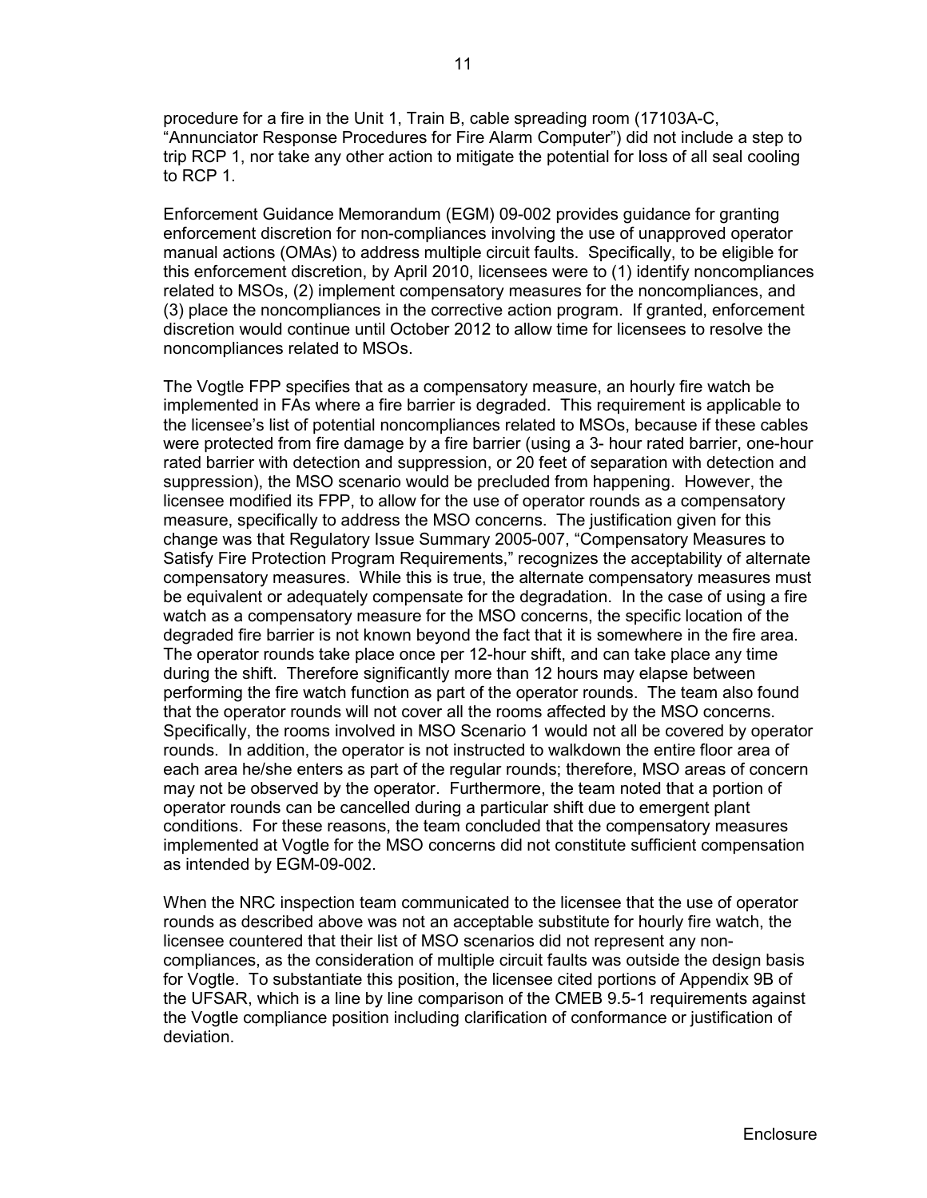procedure for a fire in the Unit 1, Train B, cable spreading room (17103A-C, "Annunciator Response Procedures for Fire Alarm Computer") did not include a step to trip RCP 1, nor take any other action to mitigate the potential for loss of all seal cooling to RCP 1.

Enforcement Guidance Memorandum (EGM) 09-002 provides guidance for granting enforcement discretion for non-compliances involving the use of unapproved operator manual actions (OMAs) to address multiple circuit faults. Specifically, to be eligible for this enforcement discretion, by April 2010, licensees were to (1) identify noncompliances related to MSOs, (2) implement compensatory measures for the noncompliances, and (3) place the noncompliances in the corrective action program. If granted, enforcement discretion would continue until October 2012 to allow time for licensees to resolve the noncompliances related to MSOs.

The Vogtle FPP specifies that as a compensatory measure, an hourly fire watch be implemented in FAs where a fire barrier is degraded. This requirement is applicable to the licensee's list of potential noncompliances related to MSOs, because if these cables were protected from fire damage by a fire barrier (using a 3- hour rated barrier, one-hour rated barrier with detection and suppression, or 20 feet of separation with detection and suppression), the MSO scenario would be precluded from happening. However, the licensee modified its FPP, to allow for the use of operator rounds as a compensatory measure, specifically to address the MSO concerns. The justification given for this change was that Regulatory Issue Summary 2005-007, "Compensatory Measures to Satisfy Fire Protection Program Requirements," recognizes the acceptability of alternate compensatory measures. While this is true, the alternate compensatory measures must be equivalent or adequately compensate for the degradation. In the case of using a fire watch as a compensatory measure for the MSO concerns, the specific location of the degraded fire barrier is not known beyond the fact that it is somewhere in the fire area. The operator rounds take place once per 12-hour shift, and can take place any time during the shift. Therefore significantly more than 12 hours may elapse between performing the fire watch function as part of the operator rounds. The team also found that the operator rounds will not cover all the rooms affected by the MSO concerns. Specifically, the rooms involved in MSO Scenario 1 would not all be covered by operator rounds. In addition, the operator is not instructed to walkdown the entire floor area of each area he/she enters as part of the regular rounds; therefore, MSO areas of concern may not be observed by the operator. Furthermore, the team noted that a portion of operator rounds can be cancelled during a particular shift due to emergent plant conditions. For these reasons, the team concluded that the compensatory measures implemented at Vogtle for the MSO concerns did not constitute sufficient compensation as intended by EGM-09-002.

When the NRC inspection team communicated to the licensee that the use of operator rounds as described above was not an acceptable substitute for hourly fire watch, the licensee countered that their list of MSO scenarios did not represent any non-compliances, as the consideration of multiple circuit faults was outside the design basis for Vogtle. To substantiate this position, the licensee cited portions of Appendix 9B of the UFSAR, which is a line by line comparison of the CMEB 9.5-1 requirements against the Vogtle compliance position including clarification of conformance or justification of deviation.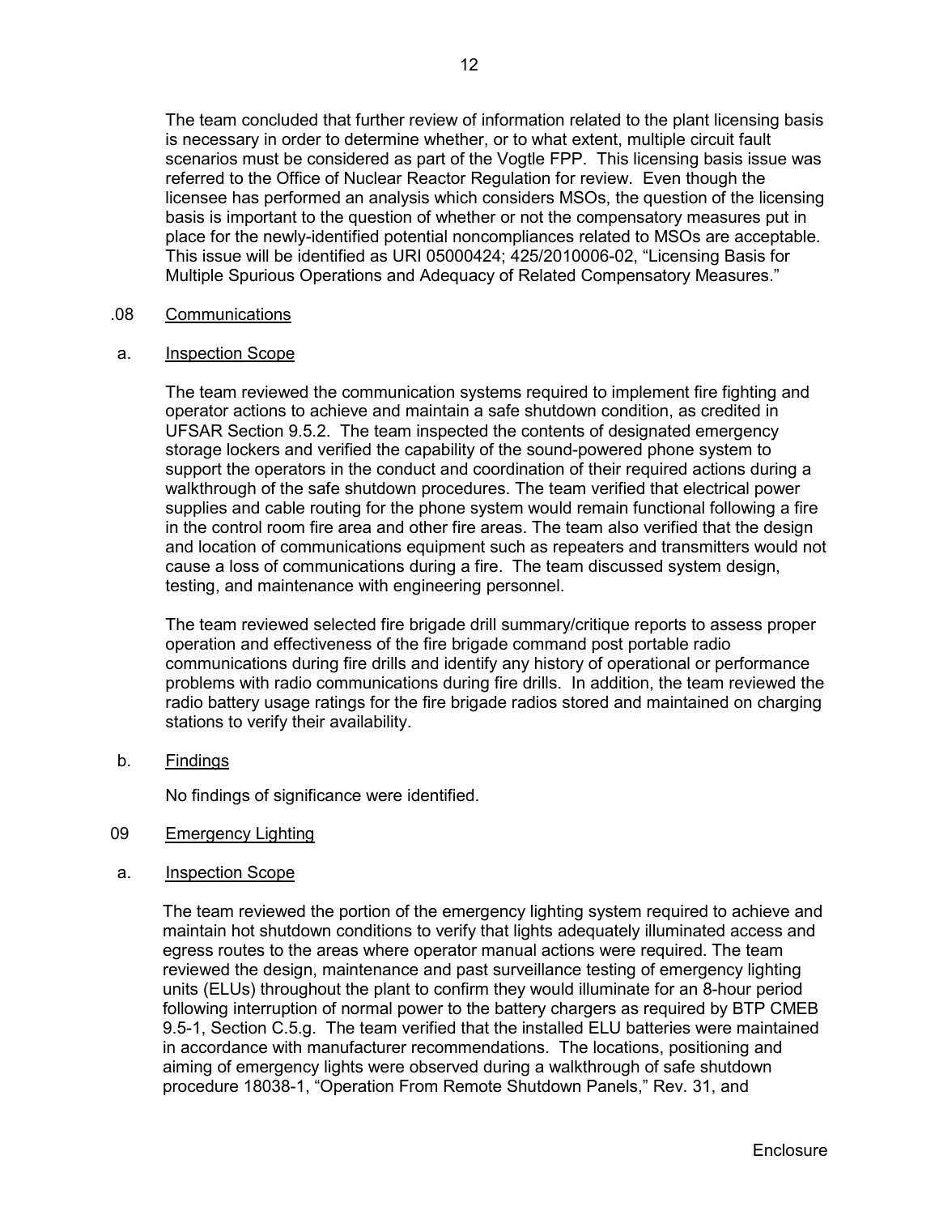The team concluded that further review of information related to the plant licensing basis is necessary in order to determine whether, or to what extent, multiple circuit fault scenarios must be considered as part of the Vogtle FPP. This licensing basis issue was referred to the Office of Nuclear Reactor Regulation for review. Even though the licensee has performed an analysis which considers MSOs, the question of the licensing basis is important to the question of whether or not the compensatory measures put in place for the newly-identified potential noncompliances related to MSOs are acceptable. This issue will be identified as URI 05000424; 425/2010006-02, "Licensing Basis for Multiple Spurious Operations and Adequacy of Related Compensatory Measures."

.08 Communications

a. Inspection Scope

The team reviewed the communication systems required to implement fire fighting and operator actions to achieve and maintain a safe shutdown condition, as credited in UFSAR Section 9.5.2. The team inspected the contents of designated emergency storage lockers and verified the capability of the sound-powered phone system to support the operators in the conduct and coordination of their required actions during a walkthrough of the safe shutdown procedures. The team verified that electrical power supplies and cable routing for the phone system would remain functional following a fire in the control room fire area and other fire areas. The team also verified that the design and location of communications equipment such as repeaters and transmitters would not cause a loss of communications during a fire. The team discussed system design, testing, and maintenance with engineering personnel.

The team reviewed selected fire brigade drill summary/critique reports to assess proper operation and effectiveness of the fire brigade command post portable radio communications during fire drills and identify any history of operational or performance problems with radio communications during fire drills. In addition, the team reviewed the radio battery usage ratings for the fire brigade radios stored and maintained on charging stations to verify their availability.

b. Findings

No findings of significance were identified.

09 Emergency Lighting

a. Inspection Scope

The team reviewed the portion of the emergency lighting system required to achieve and maintain hot shutdown conditions to verify that lights adequately illuminated access and egress routes to the areas where operator manual actions were required. The team reviewed the design, maintenance and past surveillance testing of emergency lighting units (ELUs) throughout the plant to confirm they would illuminate for an 8-hour period following interruption of normal power to the battery chargers as required by BTP CMEB 9.5-1, Section C.5.g. The team verified that the installed ELU batteries were maintained in accordance with manufacturer recommendations. The locations, positioning and aiming of emergency lights were observed during a walkthrough of safe shutdown procedure 18038-1, "Operation From Remote Shutdown Panels," Rev. 31, and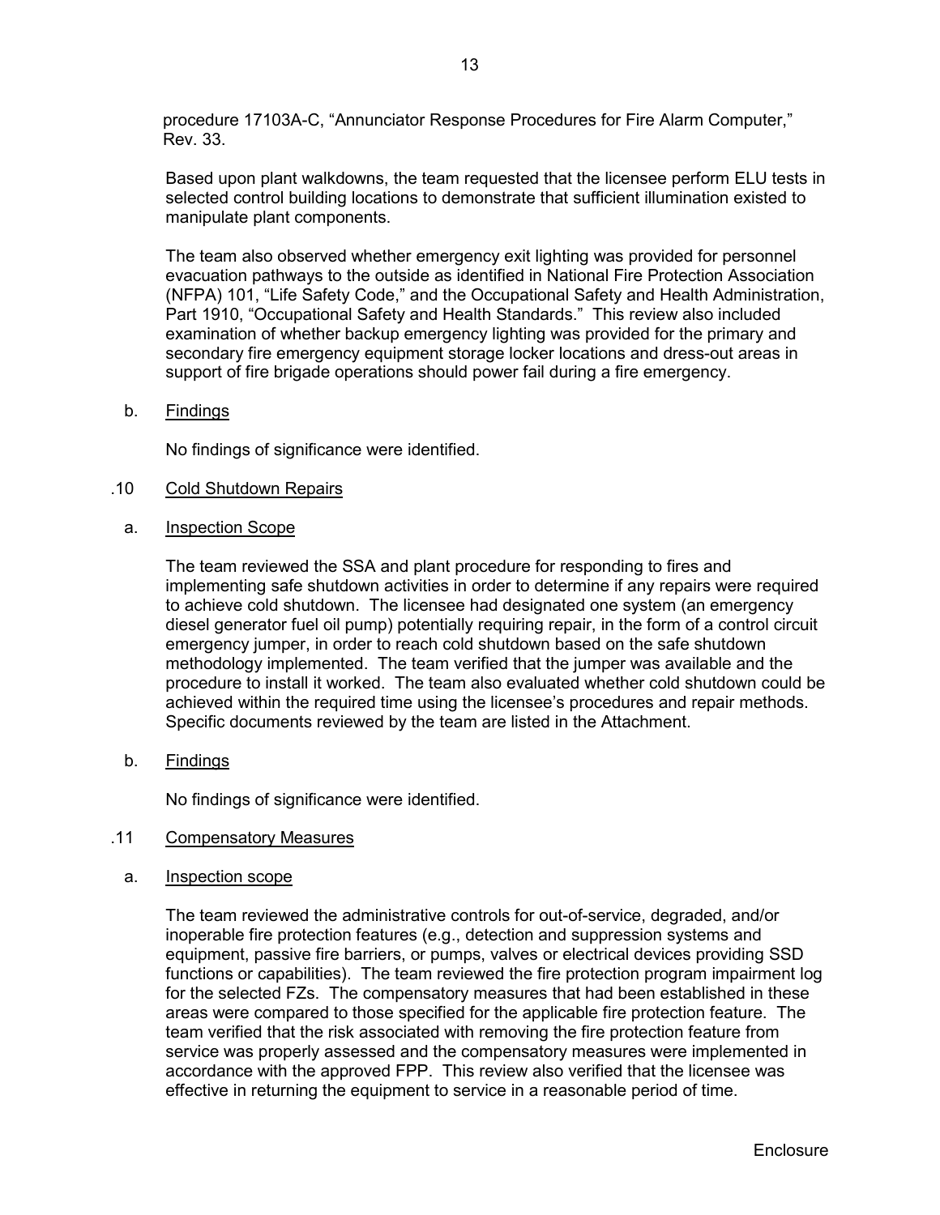procedure 17103A-C, “Annunciator Response Procedures for Fire Alarm Computer,” Rev. 33.

Based upon plant walkdowns, the team requested that the licensee perform ELU tests in selected control building locations to demonstrate that sufficient illumination existed to manipulate plant components.

The team also observed whether emergency exit lighting was provided for personnel evacuation pathways to the outside as identified in National Fire Protection Association (NFPA) 101, “Life Safety Code,” and the Occupational Safety and Health Administration, Part 1910, “Occupational Safety and Health Standards.” This review also included examination of whether backup emergency lighting was provided for the primary and secondary fire emergency equipment storage locker locations and dress-out areas in support of fire brigade operations should power fail during a fire emergency.

b. Findings

No findings of significance were identified.

.10 Cold Shutdown Repairs

a. Inspection Scope

The team reviewed the SSA and plant procedure for responding to fires and implementing safe shutdown activities in order to determine if any repairs were required to achieve cold shutdown. The licensee had designated one system (an emergency diesel generator fuel oil pump) potentially requiring repair, in the form of a control circuit emergency jumper, in order to reach cold shutdown based on the safe shutdown methodology implemented. The team verified that the jumper was available and the procedure to install it worked. The team also evaluated whether cold shutdown could be achieved within the required time using the licensee’s procedures and repair methods. Specific documents reviewed by the team are listed in the Attachment.

b. Findings

No findings of significance were identified.

.11 Compensatory Measures

a. Inspection scope

The team reviewed the administrative controls for out-of-service, degraded, and/or inoperable fire protection features (e.g., detection and suppression systems and equipment, passive fire barriers, or pumps, valves or electrical devices providing SSD functions or capabilities). The team reviewed the fire protection program impairment log for the selected FZs. The compensatory measures that had been established in these areas were compared to those specified for the applicable fire protection feature. The team verified that the risk associated with removing the fire protection feature from service was properly assessed and the compensatory measures were implemented in accordance with the approved FPP. This review also verified that the licensee was effective in returning the equipment to service in a reasonable period of time.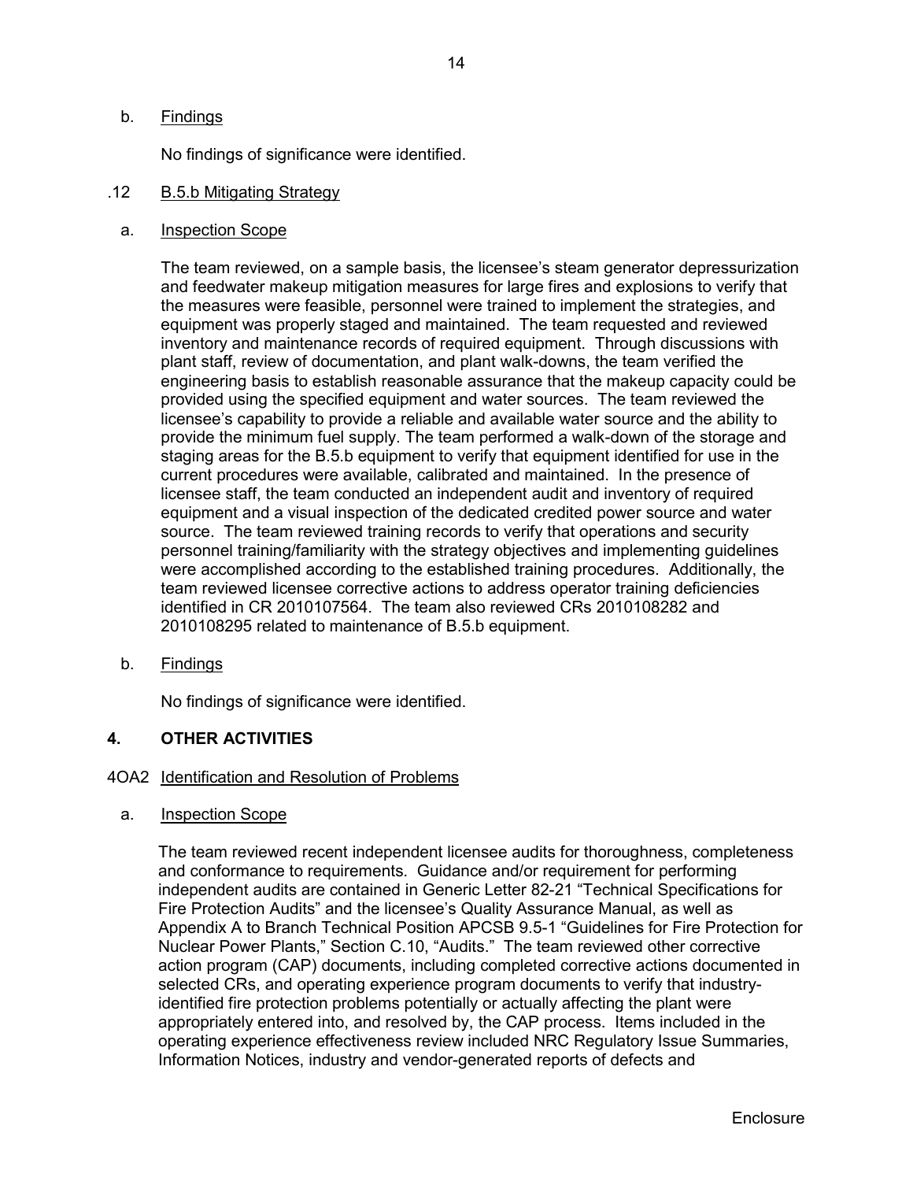b. Findings

No findings of significance were identified.

.12 B.5.b Mitigating Strategy

a. Inspection Scope

The team reviewed, on a sample basis, the licensee's steam generator depressurization and feedwater makeup mitigation measures for large fires and explosions to verify that the measures were feasible, personnel were trained to implement the strategies, and equipment was properly staged and maintained. The team requested and reviewed inventory and maintenance records of required equipment. Through discussions with plant staff, review of documentation, and plant walk-downs, the team verified the engineering basis to establish reasonable assurance that the makeup capacity could be provided using the specified equipment and water sources. The team reviewed the licensee's capability to provide a reliable and available water source and the ability to provide the minimum fuel supply. The team performed a walk-down of the storage and staging areas for the B.5.b equipment to verify that equipment identified for use in the current procedures were available, calibrated and maintained. In the presence of licensee staff, the team conducted an independent audit and inventory of required equipment and a visual inspection of the dedicated credited power source and water source. The team reviewed training records to verify that operations and security personnel training/familiarity with the strategy objectives and implementing guidelines were accomplished according to the established training procedures. Additionally, the team reviewed licensee corrective actions to address operator training deficiencies identified in CR 2010107564. The team also reviewed CRs 2010108282 and 2010108295 related to maintenance of B.5.b equipment.

b. Findings

No findings of significance were identified.

## 4. OTHER ACTIVITIES

4OA2 Identification and Resolution of Problems

a. Inspection Scope

The team reviewed recent independent licensee audits for thoroughness, completeness and conformance to requirements. Guidance and/or requirement for performing independent audits are contained in Generic Letter 82-21 "Technical Specifications for Fire Protection Audits" and the licensee's Quality Assurance Manual, as well as Appendix A to Branch Technical Position APCSB 9.5-1 "Guidelines for Fire Protection for Nuclear Power Plants," Section C.10, "Audits." The team reviewed other corrective action program (CAP) documents, including completed corrective actions documented in selected CRs, and operating experience program documents to verify that industry-identified fire protection problems potentially or actually affecting the plant were appropriately entered into, and resolved by, the CAP process. Items included in the operating experience effectiveness review included NRC Regulatory Issue Summaries, Information Notices, industry and vendor-generated reports of defects and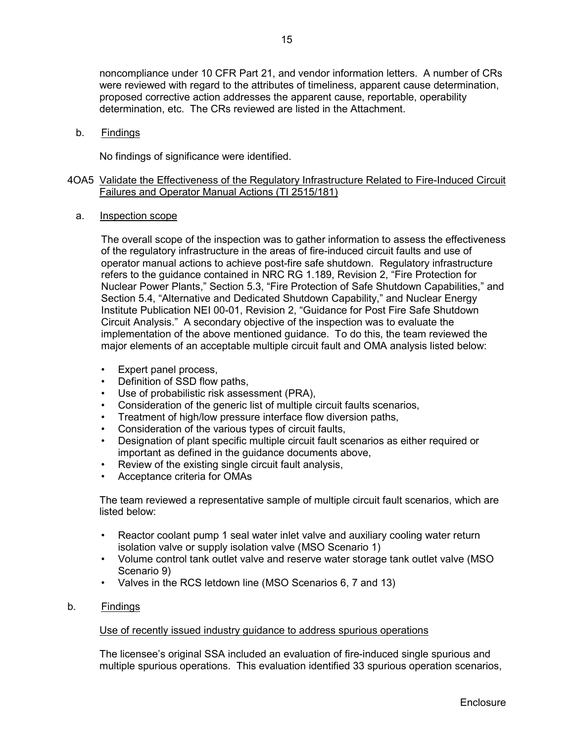noncompliance under 10 CFR Part 21, and vendor information letters. A number of CRs were reviewed with regard to the attributes of timeliness, apparent cause determination, proposed corrective action addresses the apparent cause, reportable, operability determination, etc. The CRs reviewed are listed in the Attachment.

b. Findings

No findings of significance were identified.

## 4OA5 Validate the Effectiveness of the Regulatory Infrastructure Related to Fire-Induced Circuit Failures and Operator Manual Actions (TI 2515/181)

a. Inspection scope

The overall scope of the inspection was to gather information to assess the effectiveness of the regulatory infrastructure in the areas of fire-induced circuit faults and use of operator manual actions to achieve post-fire safe shutdown. Regulatory infrastructure refers to the guidance contained in NRC RG 1.189, Revision 2, "Fire Protection for Nuclear Power Plants," Section 5.3, "Fire Protection of Safe Shutdown Capabilities," and Section 5.4, "Alternative and Dedicated Shutdown Capability," and Nuclear Energy Institute Publication NEI 00-01, Revision 2, "Guidance for Post Fire Safe Shutdown Circuit Analysis." A secondary objective of the inspection was to evaluate the implementation of the above mentioned guidance. To do this, the team reviewed the major elements of an acceptable multiple circuit fault and OMA analysis listed below:

- Expert panel process,
- Definition of SSD flow paths,
- Use of probabilistic risk assessment (PRA),
- Consideration of the generic list of multiple circuit faults scenarios,
- Treatment of high/low pressure interface flow diversion paths,
- Consideration of the various types of circuit faults,
- Designation of plant specific multiple circuit fault scenarios as either required or important as defined in the guidance documents above,
- Review of the existing single circuit fault analysis,
- Acceptance criteria for OMAs

The team reviewed a representative sample of multiple circuit fault scenarios, which are listed below:

- Reactor coolant pump 1 seal water inlet valve and auxiliary cooling water return isolation valve or supply isolation valve (MSO Scenario 1)
- Volume control tank outlet valve and reserve water storage tank outlet valve (MSO Scenario 9)
- Valves in the RCS letdown line (MSO Scenarios 6, 7 and 13)

b. Findings

Use of recently issued industry guidance to address spurious operations

The licensee's original SSA included an evaluation of fire-induced single spurious and multiple spurious operations. This evaluation identified 33 spurious operation scenarios,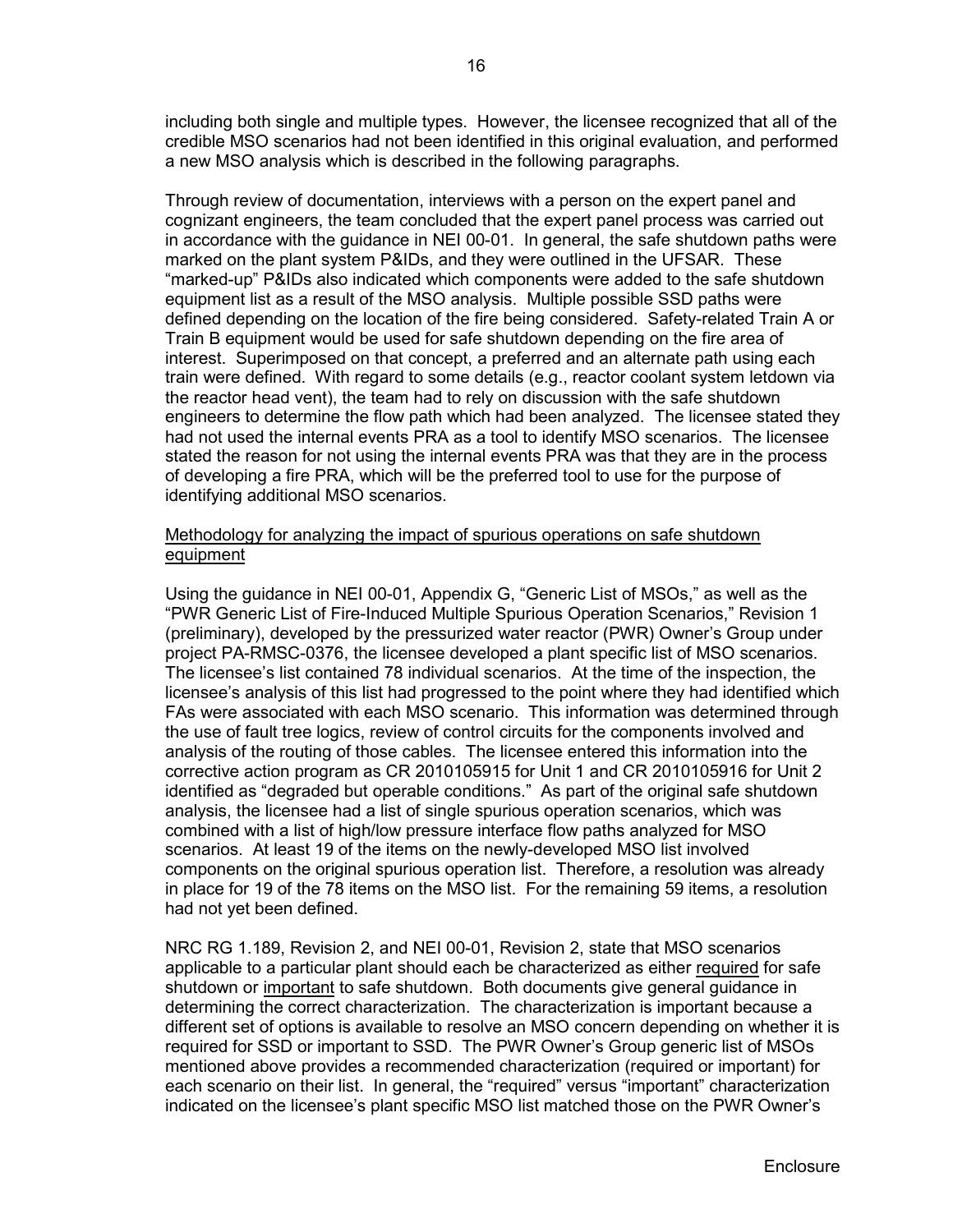including both single and multiple types. However, the licensee recognized that all of the credible MSO scenarios had not been identified in this original evaluation, and performed a new MSO analysis which is described in the following paragraphs.

Through review of documentation, interviews with a person on the expert panel and cognizant engineers, the team concluded that the expert panel process was carried out in accordance with the guidance in NEI 00-01. In general, the safe shutdown paths were marked on the plant system P&IDs, and they were outlined in the UFSAR. These "marked-up" P&IDs also indicated which components were added to the safe shutdown equipment list as a result of the MSO analysis. Multiple possible SSD paths were defined depending on the location of the fire being considered. Safety-related Train A or Train B equipment would be used for safe shutdown depending on the fire area of interest. Superimposed on that concept, a preferred and an alternate path using each train were defined. With regard to some details (e.g., reactor coolant system letdown via the reactor head vent), the team had to rely on discussion with the safe shutdown engineers to determine the flow path which had been analyzed. The licensee stated they had not used the internal events PRA as a tool to identify MSO scenarios. The licensee stated the reason for not using the internal events PRA was that they are in the process of developing a fire PRA, which will be the preferred tool to use for the purpose of identifying additional MSO scenarios.

<u>Methodology for analyzing the impact of spurious operations on safe shutdown equipment</u>

Using the guidance in NEI 00-01, Appendix G, "Generic List of MSOs," as well as the "PWR Generic List of Fire-Induced Multiple Spurious Operation Scenarios," Revision 1 (preliminary), developed by the pressurized water reactor (PWR) Owner's Group under project PA-RMSC-0376, the licensee developed a plant specific list of MSO scenarios. The licensee's list contained 78 individual scenarios. At the time of the inspection, the licensee's analysis of this list had progressed to the point where they had identified which FAs were associated with each MSO scenario. This information was determined through the use of fault tree logics, review of control circuits for the components involved and analysis of the routing of those cables. The licensee entered this information into the corrective action program as CR 2010105915 for Unit 1 and CR 2010105916 for Unit 2 identified as "degraded but operable conditions." As part of the original safe shutdown analysis, the licensee had a list of single spurious operation scenarios, which was combined with a list of high/low pressure interface flow paths analyzed for MSO scenarios. At least 19 of the items on the newly-developed MSO list involved components on the original spurious operation list. Therefore, a resolution was already in place for 19 of the 78 items on the MSO list. For the remaining 59 items, a resolution had not yet been defined.

NRC RG 1.189, Revision 2, and NEI 00-01, Revision 2, state that MSO scenarios applicable to a particular plant should each be characterized as either <u>required</u> for safe shutdown or <u>important</u> to safe shutdown. Both documents give general guidance in determining the correct characterization. The characterization is important because a different set of options is available to resolve an MSO concern depending on whether it is required for SSD or important to SSD. The PWR Owner's Group generic list of MSOs mentioned above provides a recommended characterization (required or important) for each scenario on their list. In general, the "required" versus "important" characterization indicated on the licensee's plant specific MSO list matched those on the PWR Owner's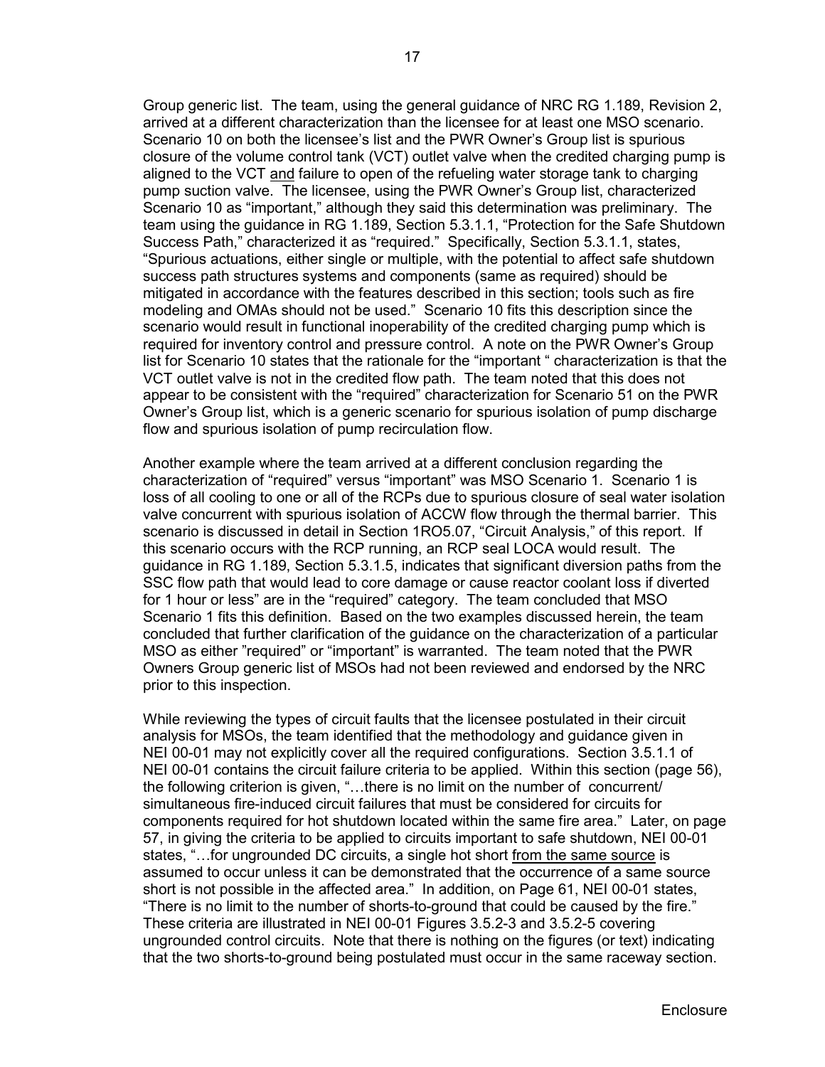Group generic list. The team, using the general guidance of NRC RG 1.189, Revision 2, arrived at a different characterization than the licensee for at least one MSO scenario. Scenario 10 on both the licensee's list and the PWR Owner's Group list is spurious closure of the volume control tank (VCT) outlet valve when the credited charging pump is aligned to the VCT and failure to open of the refueling water storage tank to charging pump suction valve. The licensee, using the PWR Owner's Group list, characterized Scenario 10 as "important," although they said this determination was preliminary. The team using the guidance in RG 1.189, Section 5.3.1.1, "Protection for the Safe Shutdown Success Path," characterized it as "required." Specifically, Section 5.3.1.1, states, "Spurious actuations, either single or multiple, with the potential to affect safe shutdown success path structures systems and components (same as required) should be mitigated in accordance with the features described in this section; tools such as fire modeling and OMAs should not be used." Scenario 10 fits this description since the scenario would result in functional inoperability of the credited charging pump which is required for inventory control and pressure control. A note on the PWR Owner's Group list for Scenario 10 states that the rationale for the "important " characterization is that the VCT outlet valve is not in the credited flow path. The team noted that this does not appear to be consistent with the "required" characterization for Scenario 51 on the PWR Owner's Group list, which is a generic scenario for spurious isolation of pump discharge flow and spurious isolation of pump recirculation flow.

Another example where the team arrived at a different conclusion regarding the characterization of "required" versus "important" was MSO Scenario 1. Scenario 1 is loss of all cooling to one or all of the RCPs due to spurious closure of seal water isolation valve concurrent with spurious isolation of ACCW flow through the thermal barrier. This scenario is discussed in detail in Section 1RO5.07, "Circuit Analysis," of this report. If this scenario occurs with the RCP running, an RCP seal LOCA would result. The guidance in RG 1.189, Section 5.3.1.5, indicates that significant diversion paths from the SSC flow path that would lead to core damage or cause reactor coolant loss if diverted for 1 hour or less" are in the "required" category. The team concluded that MSO Scenario 1 fits this definition. Based on the two examples discussed herein, the team concluded that further clarification of the guidance on the characterization of a particular MSO as either "required" or "important" is warranted. The team noted that the PWR Owners Group generic list of MSOs had not been reviewed and endorsed by the NRC prior to this inspection.

While reviewing the types of circuit faults that the licensee postulated in their circuit analysis for MSOs, the team identified that the methodology and guidance given in NEI 00-01 may not explicitly cover all the required configurations. Section 3.5.1.1 of NEI 00-01 contains the circuit failure criteria to be applied. Within this section (page 56), the following criterion is given, "…there is no limit on the number of concurrent/ simultaneous fire-induced circuit failures that must be considered for circuits for components required for hot shutdown located within the same fire area." Later, on page 57, in giving the criteria to be applied to circuits important to safe shutdown, NEI 00-01 states, "…for ungrounded DC circuits, a single hot short from the same source is assumed to occur unless it can be demonstrated that the occurrence of a same source short is not possible in the affected area." In addition, on Page 61, NEI 00-01 states, "There is no limit to the number of shorts-to-ground that could be caused by the fire." These criteria are illustrated in NEI 00-01 Figures 3.5.2-3 and 3.5.2-5 covering ungrounded control circuits. Note that there is nothing on the figures (or text) indicating that the two shorts-to-ground being postulated must occur in the same raceway section.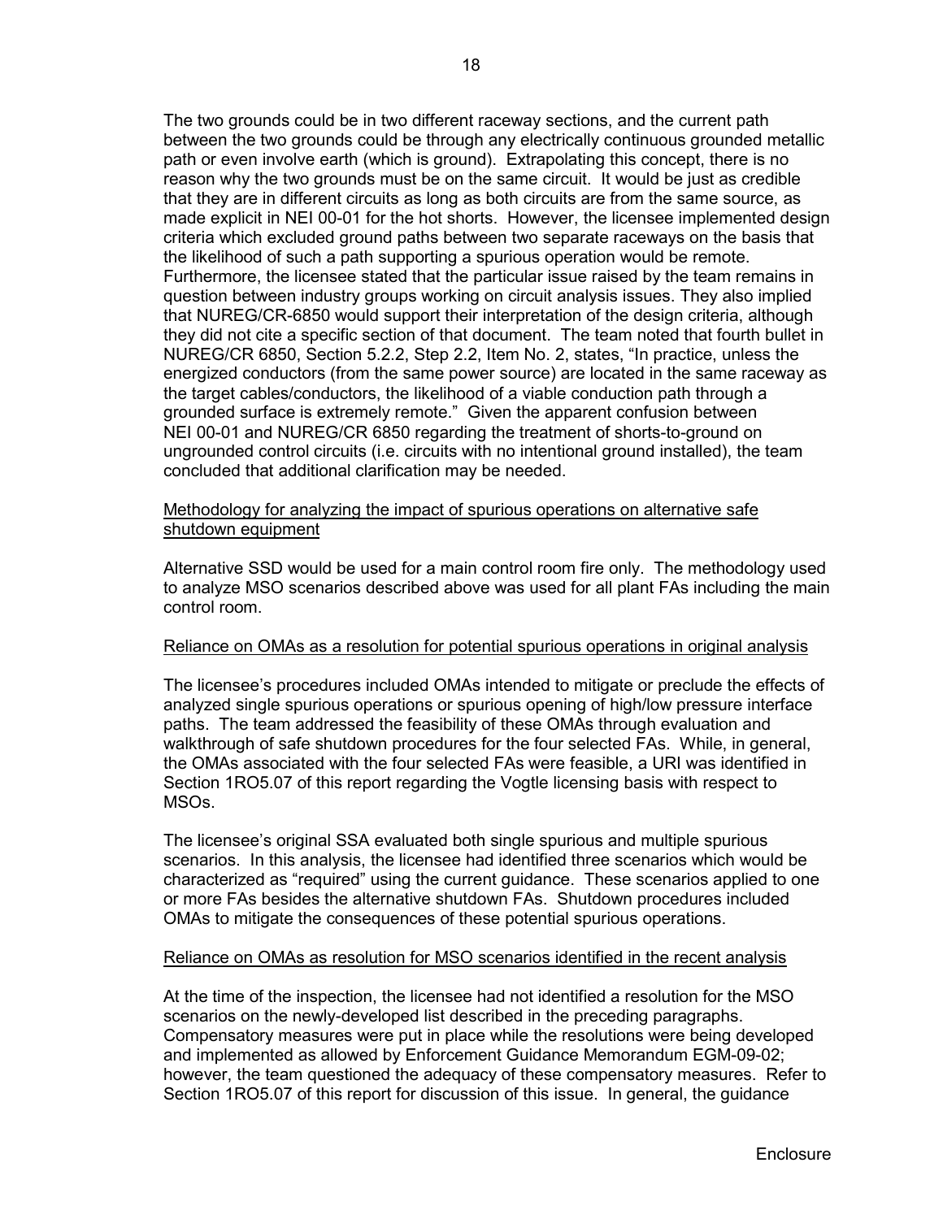The two grounds could be in two different raceway sections, and the current path between the two grounds could be through any electrically continuous grounded metallic path or even involve earth (which is ground). Extrapolating this concept, there is no reason why the two grounds must be on the same circuit. It would be just as credible that they are in different circuits as long as both circuits are from the same source, as made explicit in NEI 00-01 for the hot shorts. However, the licensee implemented design criteria which excluded ground paths between two separate raceways on the basis that the likelihood of such a path supporting a spurious operation would be remote. Furthermore, the licensee stated that the particular issue raised by the team remains in question between industry groups working on circuit analysis issues. They also implied that NUREG/CR-6850 would support their interpretation of the design criteria, although they did not cite a specific section of that document. The team noted that fourth bullet in NUREG/CR 6850, Section 5.2.2, Step 2.2, Item No. 2, states, "In practice, unless the energized conductors (from the same power source) are located in the same raceway as the target cables/conductors, the likelihood of a viable conduction path through a grounded surface is extremely remote." Given the apparent confusion between NEI 00-01 and NUREG/CR 6850 regarding the treatment of shorts-to-ground on ungrounded control circuits (i.e. circuits with no intentional ground installed), the team concluded that additional clarification may be needed.

Methodology for analyzing the impact of spurious operations on alternative safe shutdown equipment

Alternative SSD would be used for a main control room fire only. The methodology used to analyze MSO scenarios described above was used for all plant FAs including the main control room.

Reliance on OMAs as a resolution for potential spurious operations in original analysis

The licensee's procedures included OMAs intended to mitigate or preclude the effects of analyzed single spurious operations or spurious opening of high/low pressure interface paths. The team addressed the feasibility of these OMAs through evaluation and walkthrough of safe shutdown procedures for the four selected FAs. While, in general, the OMAs associated with the four selected FAs were feasible, a URI was identified in Section 1RO5.07 of this report regarding the Vogtle licensing basis with respect to MSOs.

The licensee's original SSA evaluated both single spurious and multiple spurious scenarios. In this analysis, the licensee had identified three scenarios which would be characterized as "required" using the current guidance. These scenarios applied to one or more FAs besides the alternative shutdown FAs. Shutdown procedures included OMAs to mitigate the consequences of these potential spurious operations.

Reliance on OMAs as resolution for MSO scenarios identified in the recent analysis

At the time of the inspection, the licensee had not identified a resolution for the MSO scenarios on the newly-developed list described in the preceding paragraphs. Compensatory measures were put in place while the resolutions were being developed and implemented as allowed by Enforcement Guidance Memorandum EGM-09-02; however, the team questioned the adequacy of these compensatory measures. Refer to Section 1RO5.07 of this report for discussion of this issue. In general, the guidance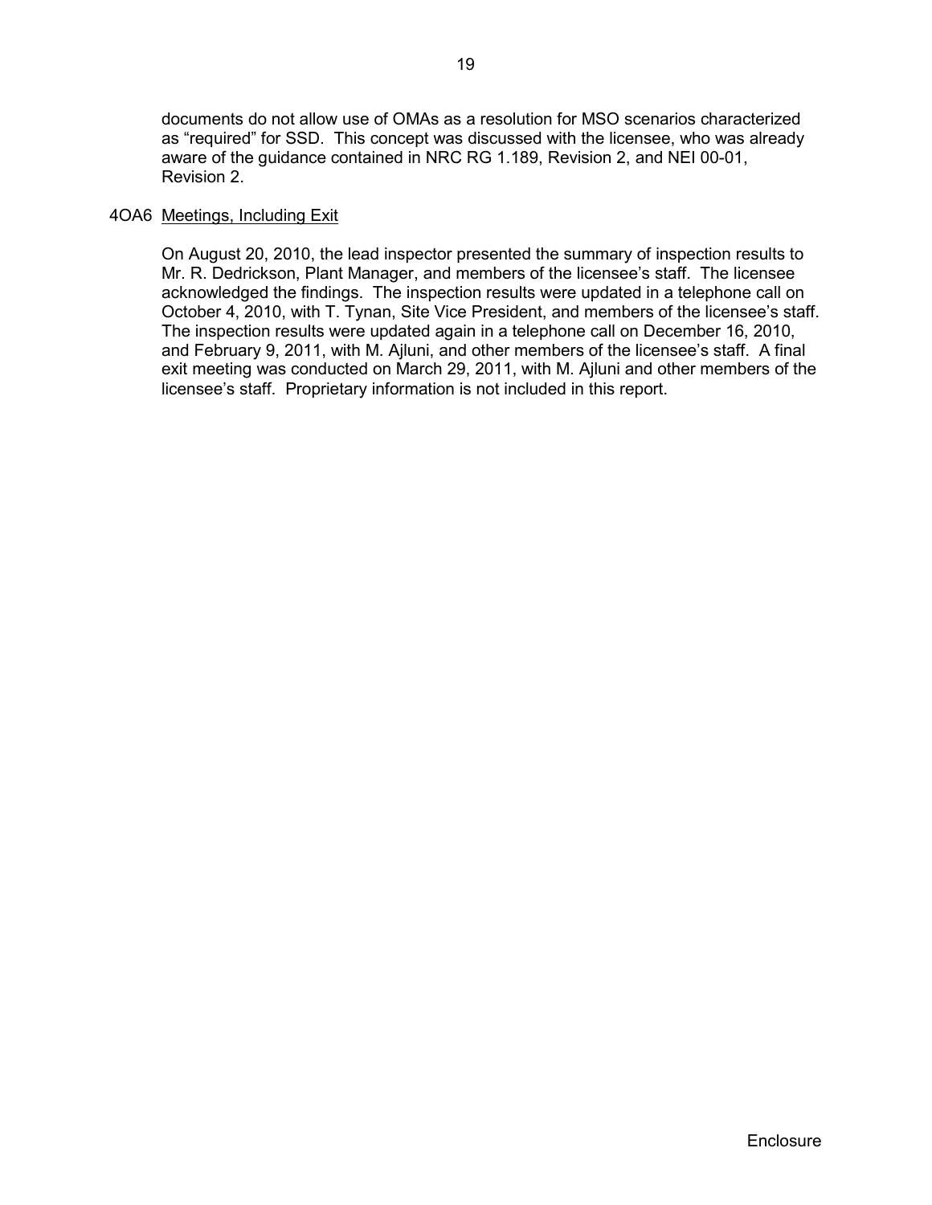documents do not allow use of OMAs as a resolution for MSO scenarios characterized as "required" for SSD. This concept was discussed with the licensee, who was already aware of the guidance contained in NRC RG 1.189, Revision 2, and NEI 00-01, Revision 2.

### 4OA6 Meetings, Including Exit

On August 20, 2010, the lead inspector presented the summary of inspection results to Mr. R. Dedrickson, Plant Manager, and members of the licensee's staff. The licensee acknowledged the findings. The inspection results were updated in a telephone call on October 4, 2010, with T. Tynan, Site Vice President, and members of the licensee's staff. The inspection results were updated again in a telephone call on December 16, 2010, and February 9, 2011, with M. Ajluni, and other members of the licensee's staff. A final exit meeting was conducted on March 29, 2011, with M. Ajluni and other members of the licensee's staff. Proprietary information is not included in this report.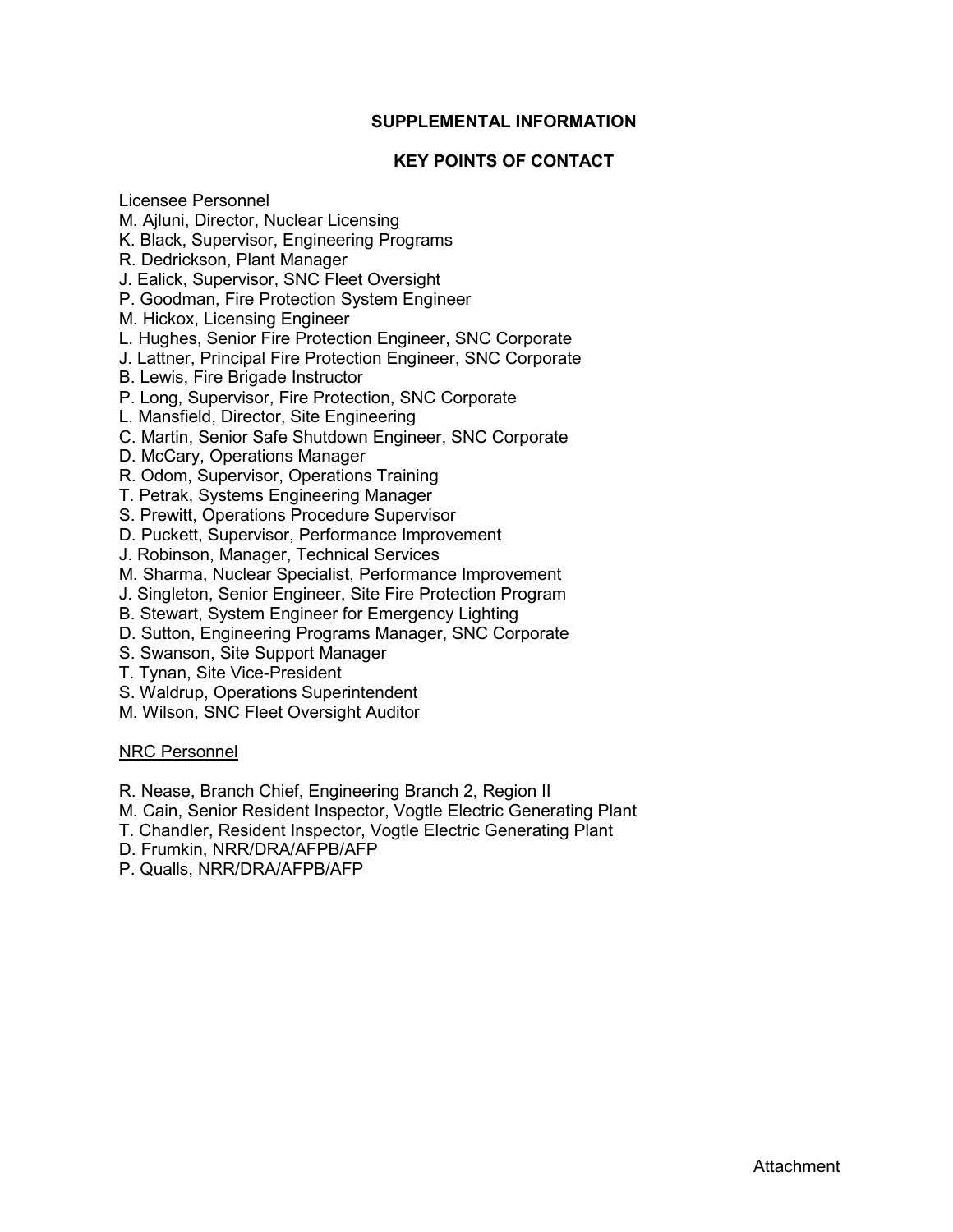# SUPPLEMENTAL INFORMATION

## KEY POINTS OF CONTACT

Licensee Personnel

M. Ajluni, Director, Nuclear Licensing
K. Black, Supervisor, Engineering Programs
R. Dedrickson, Plant Manager
J. Ealick, Supervisor, SNC Fleet Oversight
P. Goodman, Fire Protection System Engineer
M. Hickox, Licensing Engineer
L. Hughes, Senior Fire Protection Engineer, SNC Corporate
J. Lattner, Principal Fire Protection Engineer, SNC Corporate
B. Lewis, Fire Brigade Instructor
P. Long, Supervisor, Fire Protection, SNC Corporate
L. Mansfield, Director, Site Engineering
C. Martin, Senior Safe Shutdown Engineer, SNC Corporate
D. McCary, Operations Manager
R. Odom, Supervisor, Operations Training
T. Petrak, Systems Engineering Manager
S. Prewitt, Operations Procedure Supervisor
D. Puckett, Supervisor, Performance Improvement
J. Robinson, Manager, Technical Services
M. Sharma, Nuclear Specialist, Performance Improvement
J. Singleton, Senior Engineer, Site Fire Protection Program
B. Stewart, System Engineer for Emergency Lighting
D. Sutton, Engineering Programs Manager, SNC Corporate
S. Swanson, Site Support Manager
T. Tynan, Site Vice-President
S. Waldrup, Operations Superintendent
M. Wilson, SNC Fleet Oversight Auditor

NRC Personnel

R. Nease, Branch Chief, Engineering Branch 2, Region II
M. Cain, Senior Resident Inspector, Vogtle Electric Generating Plant
T. Chandler, Resident Inspector, Vogtle Electric Generating Plant
D. Frumkin, NRR/DRA/AFPB/AFP
P. Qualls, NRR/DRA/AFPB/AFP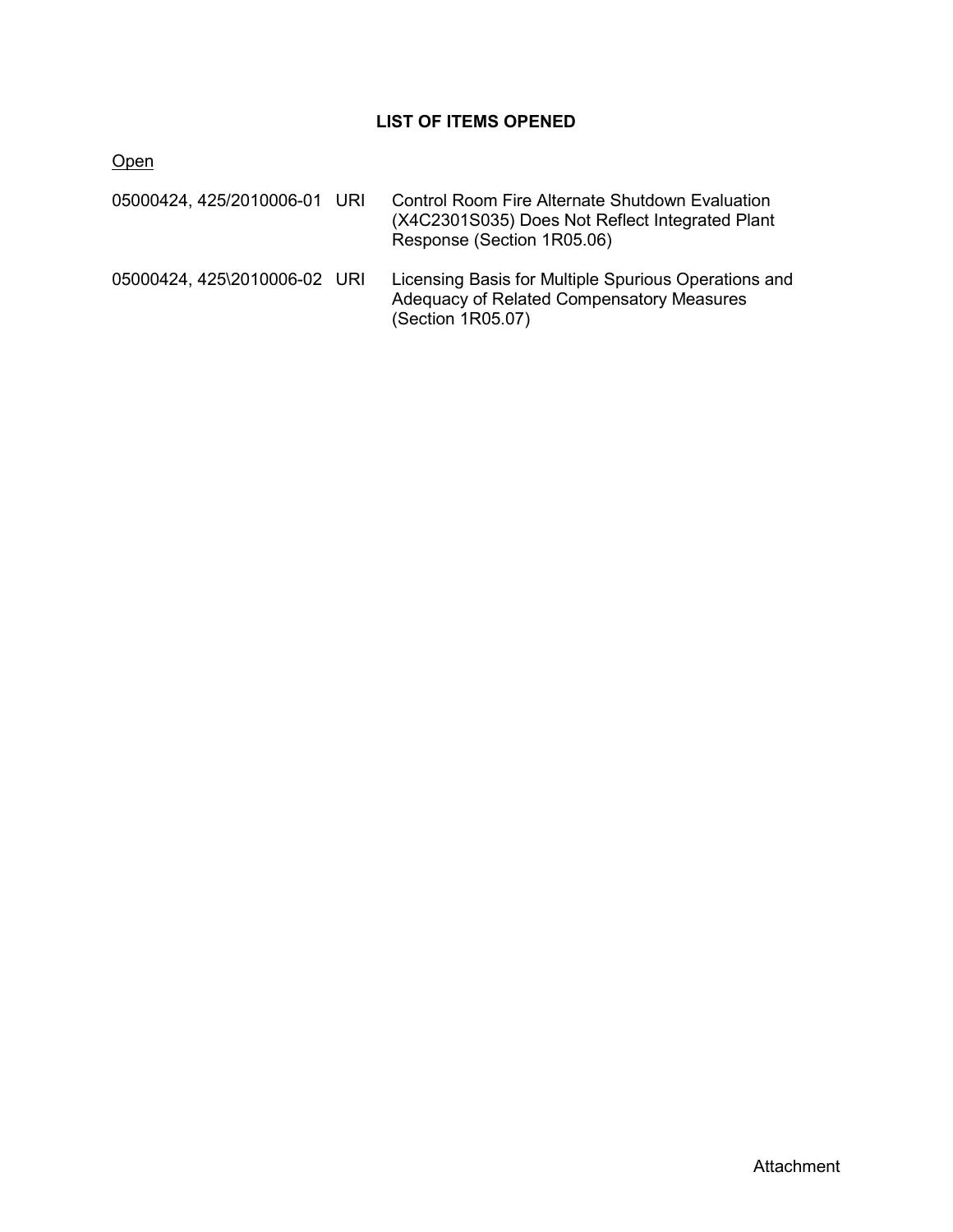## LIST OF ITEMS OPENED

Open

| | | |
|---|---|---|
| 05000424, 425/2010006-01 | URI | Control Room Fire Alternate Shutdown Evaluation (X4C2301S035) Does Not Reflect Integrated Plant Response (Section 1R05.06) |
| 05000424, 425\2010006-02 | URI | Licensing Basis for Multiple Spurious Operations and Adequacy of Related Compensatory Measures (Section 1R05.07) |

Attachment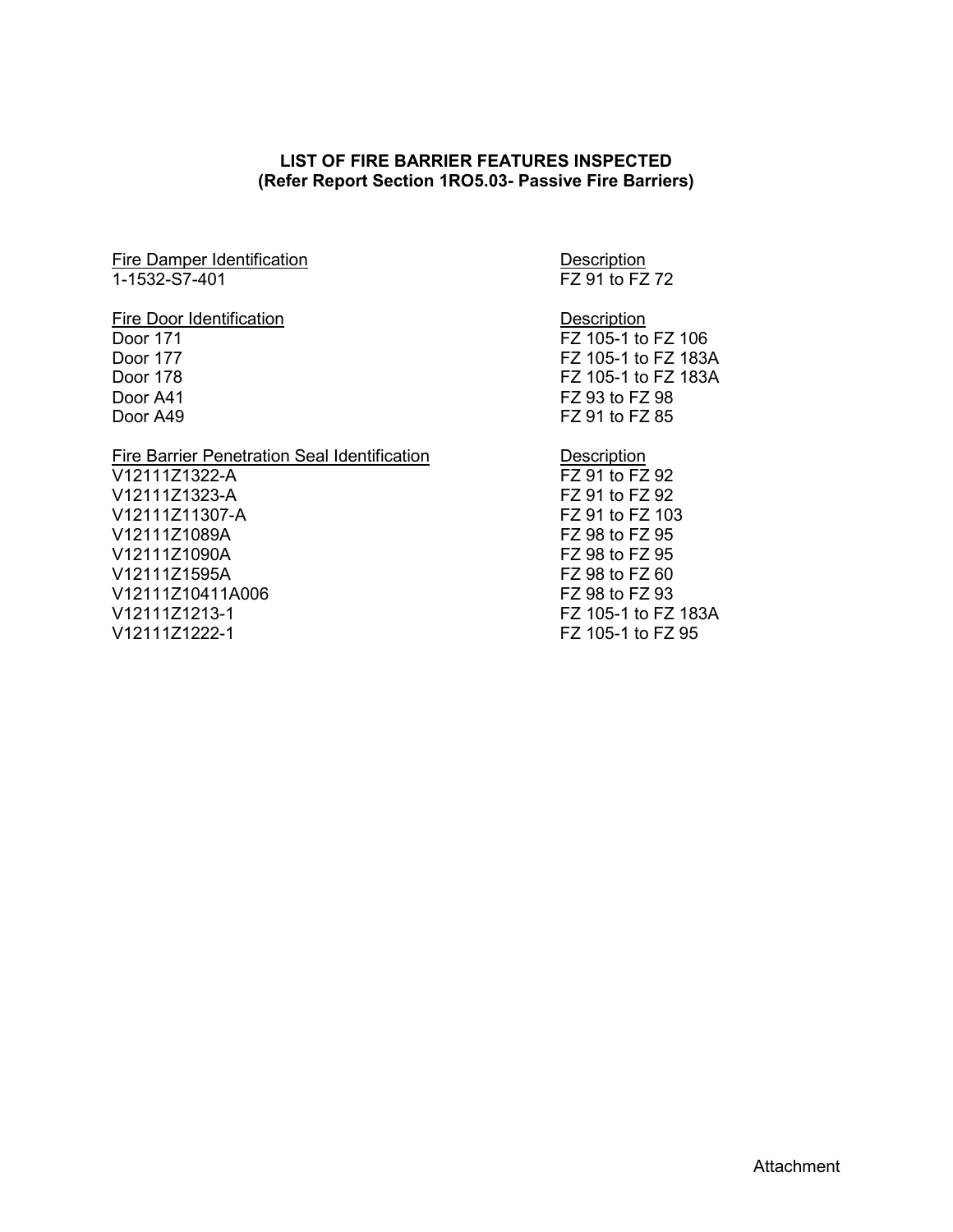**LIST OF FIRE BARRIER FEATURES INSPECTED**
**(Refer Report Section 1RO5.03- Passive Fire Barriers)**

| Fire Damper Identification | Description |
|---|---|
| 1-1532-S7-401 | FZ 91 to FZ 72 |

| Fire Door Identification | Description |
|---|---|
| Door 171 | FZ 105-1 to FZ 106 |
| Door 177 | FZ 105-1 to FZ 183A |
| Door 178 | FZ 105-1 to FZ 183A |
| Door A41 | FZ 93 to FZ 98 |
| Door A49 | FZ 91 to FZ 85 |

| Fire Barrier Penetration Seal Identification | Description |
|---|---|
| V12111Z1322-A | FZ 91 to FZ 92 |
| V12111Z1323-A | FZ 91 to FZ 92 |
| V12111Z11307-A | FZ 91 to FZ 103 |
| V12111Z1089A | FZ 98 to FZ 95 |
| V12111Z1090A | FZ 98 to FZ 95 |
| V12111Z1595A | FZ 98 to FZ 60 |
| V12111Z10411A006 | FZ 98 to FZ 93 |
| V12111Z1213-1 | FZ 105-1 to FZ 183A |
| V12111Z1222-1 | FZ 105-1 to FZ 95 |

Attachment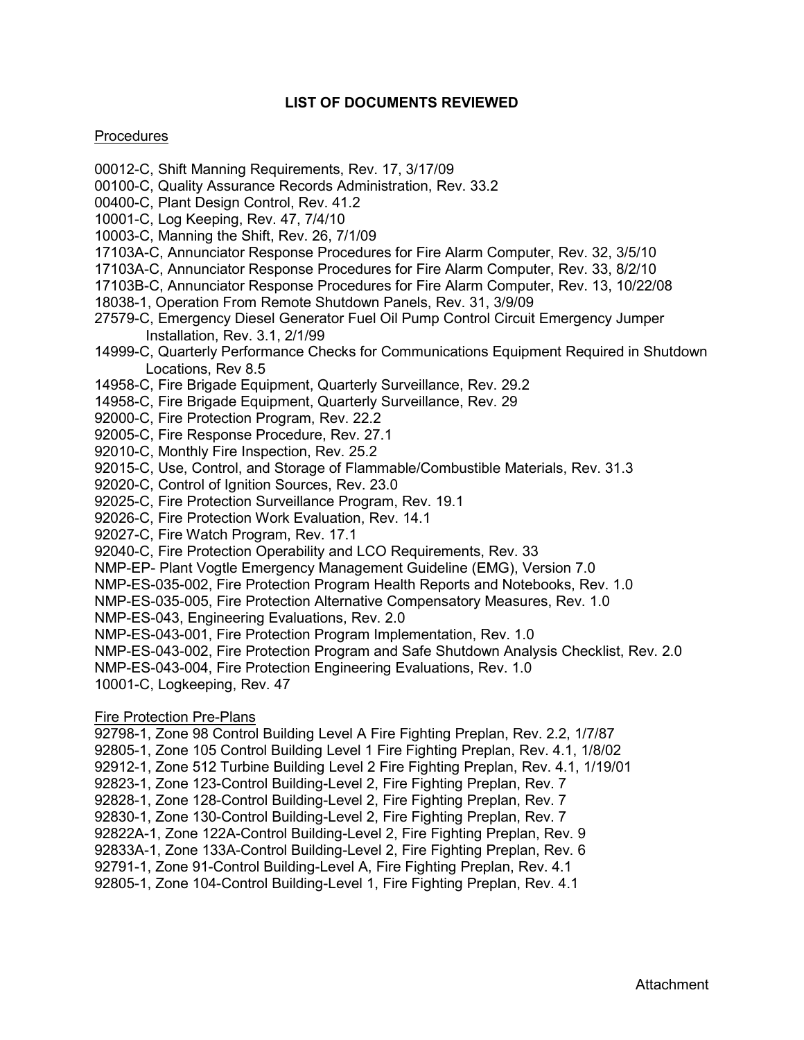## LIST OF DOCUMENTS REVIEWED

Procedures

00012-C, Shift Manning Requirements, Rev. 17, 3/17/09
00100-C, Quality Assurance Records Administration, Rev. 33.2
00400-C, Plant Design Control, Rev. 41.2
10001-C, Log Keeping, Rev. 47, 7/4/10
10003-C, Manning the Shift, Rev. 26, 7/1/09
17103A-C, Annunciator Response Procedures for Fire Alarm Computer, Rev. 32, 3/5/10
17103A-C, Annunciator Response Procedures for Fire Alarm Computer, Rev. 33, 8/2/10
17103B-C, Annunciator Response Procedures for Fire Alarm Computer, Rev. 13, 10/22/08
18038-1, Operation From Remote Shutdown Panels, Rev. 31, 3/9/09
27579-C, Emergency Diesel Generator Fuel Oil Pump Control Circuit Emergency Jumper Installation, Rev. 3.1, 2/1/99
14999-C, Quarterly Performance Checks for Communications Equipment Required in Shutdown Locations, Rev 8.5
14958-C, Fire Brigade Equipment, Quarterly Surveillance, Rev. 29.2
14958-C, Fire Brigade Equipment, Quarterly Surveillance, Rev. 29
92000-C, Fire Protection Program, Rev. 22.2
92005-C, Fire Response Procedure, Rev. 27.1
92010-C, Monthly Fire Inspection, Rev. 25.2
92015-C, Use, Control, and Storage of Flammable/Combustible Materials, Rev. 31.3
92020-C, Control of Ignition Sources, Rev. 23.0
92025-C, Fire Protection Surveillance Program, Rev. 19.1
92026-C, Fire Protection Work Evaluation, Rev. 14.1
92027-C, Fire Watch Program, Rev. 17.1
92040-C, Fire Protection Operability and LCO Requirements, Rev. 33
NMP-EP- Plant Vogtle Emergency Management Guideline (EMG), Version 7.0
NMP-ES-035-002, Fire Protection Program Health Reports and Notebooks, Rev. 1.0
NMP-ES-035-005, Fire Protection Alternative Compensatory Measures, Rev. 1.0
NMP-ES-043, Engineering Evaluations, Rev. 2.0
NMP-ES-043-001, Fire Protection Program Implementation, Rev. 1.0
NMP-ES-043-002, Fire Protection Program and Safe Shutdown Analysis Checklist, Rev. 2.0
NMP-ES-043-004, Fire Protection Engineering Evaluations, Rev. 1.0
10001-C, Logkeeping, Rev. 47

Fire Protection Pre-Plans

92798-1, Zone 98 Control Building Level A Fire Fighting Preplan, Rev. 2.2, 1/7/87
92805-1, Zone 105 Control Building Level 1 Fire Fighting Preplan, Rev. 4.1, 1/8/02
92912-1, Zone 512 Turbine Building Level 2 Fire Fighting Preplan, Rev. 4.1, 1/19/01
92823-1, Zone 123-Control Building-Level 2, Fire Fighting Preplan, Rev. 7
92828-1, Zone 128-Control Building-Level 2, Fire Fighting Preplan, Rev. 7
92830-1, Zone 130-Control Building-Level 2, Fire Fighting Preplan, Rev. 7
92822A-1, Zone 122A-Control Building-Level 2, Fire Fighting Preplan, Rev. 9
92833A-1, Zone 133A-Control Building-Level 2, Fire Fighting Preplan, Rev. 6
92791-1, Zone 91-Control Building-Level A, Fire Fighting Preplan, Rev. 4.1
92805-1, Zone 104-Control Building-Level 1, Fire Fighting Preplan, Rev. 4.1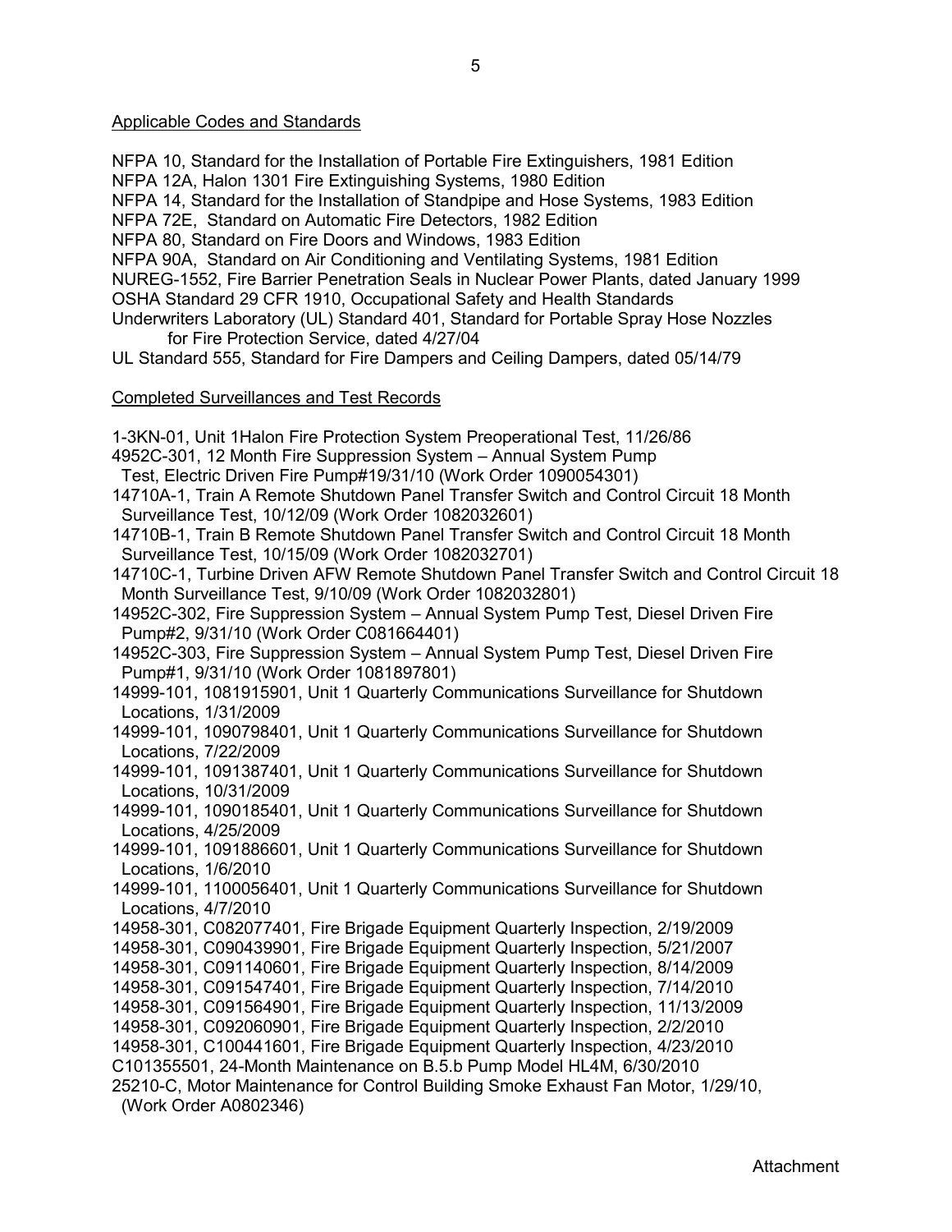Applicable Codes and Standards

NFPA 10, Standard for the Installation of Portable Fire Extinguishers, 1981 Edition
NFPA 12A, Halon 1301 Fire Extinguishing Systems, 1980 Edition
NFPA 14, Standard for the Installation of Standpipe and Hose Systems, 1983 Edition
NFPA 72E, Standard on Automatic Fire Detectors, 1982 Edition
NFPA 80, Standard on Fire Doors and Windows, 1983 Edition
NFPA 90A, Standard on Air Conditioning and Ventilating Systems, 1981 Edition
NUREG-1552, Fire Barrier Penetration Seals in Nuclear Power Plants, dated January 1999
OSHA Standard 29 CFR 1910, Occupational Safety and Health Standards
Underwriters Laboratory (UL) Standard 401, Standard for Portable Spray Hose Nozzles for Fire Protection Service, dated 4/27/04
UL Standard 555, Standard for Fire Dampers and Ceiling Dampers, dated 05/14/79

Completed Surveillances and Test Records

1-3KN-01, Unit 1Halon Fire Protection System Preoperational Test, 11/26/86
4952C-301, 12 Month Fire Suppression System – Annual System Pump Test, Electric Driven Fire Pump#19/31/10 (Work Order 1090054301)
14710A-1, Train A Remote Shutdown Panel Transfer Switch and Control Circuit 18 Month Surveillance Test, 10/12/09 (Work Order 1082032601)
14710B-1, Train B Remote Shutdown Panel Transfer Switch and Control Circuit 18 Month Surveillance Test, 10/15/09 (Work Order 1082032701)
14710C-1, Turbine Driven AFW Remote Shutdown Panel Transfer Switch and Control Circuit 18 Month Surveillance Test, 9/10/09 (Work Order 1082032801)
14952C-302, Fire Suppression System – Annual System Pump Test, Diesel Driven Fire Pump#2, 9/31/10 (Work Order C081664401)
14952C-303, Fire Suppression System – Annual System Pump Test, Diesel Driven Fire Pump#1, 9/31/10 (Work Order 1081897801)
14999-101, 1081915901, Unit 1 Quarterly Communications Surveillance for Shutdown Locations, 1/31/2009
14999-101, 1090798401, Unit 1 Quarterly Communications Surveillance for Shutdown Locations, 7/22/2009
14999-101, 1091387401, Unit 1 Quarterly Communications Surveillance for Shutdown Locations, 10/31/2009
14999-101, 1090185401, Unit 1 Quarterly Communications Surveillance for Shutdown Locations, 4/25/2009
14999-101, 1091886601, Unit 1 Quarterly Communications Surveillance for Shutdown Locations, 1/6/2010
14999-101, 1100056401, Unit 1 Quarterly Communications Surveillance for Shutdown Locations, 4/7/2010
14958-301, C082077401, Fire Brigade Equipment Quarterly Inspection, 2/19/2009
14958-301, C090439901, Fire Brigade Equipment Quarterly Inspection, 5/21/2007
14958-301, C091140601, Fire Brigade Equipment Quarterly Inspection, 8/14/2009
14958-301, C091547401, Fire Brigade Equipment Quarterly Inspection, 7/14/2010
14958-301, C091564901, Fire Brigade Equipment Quarterly Inspection, 11/13/2009
14958-301, C092060901, Fire Brigade Equipment Quarterly Inspection, 2/2/2010
14958-301, C100441601, Fire Brigade Equipment Quarterly Inspection, 4/23/2010
C101355501, 24-Month Maintenance on B.5.b Pump Model HL4M, 6/30/2010
25210-C, Motor Maintenance for Control Building Smoke Exhaust Fan Motor, 1/29/10, (Work Order A0802346)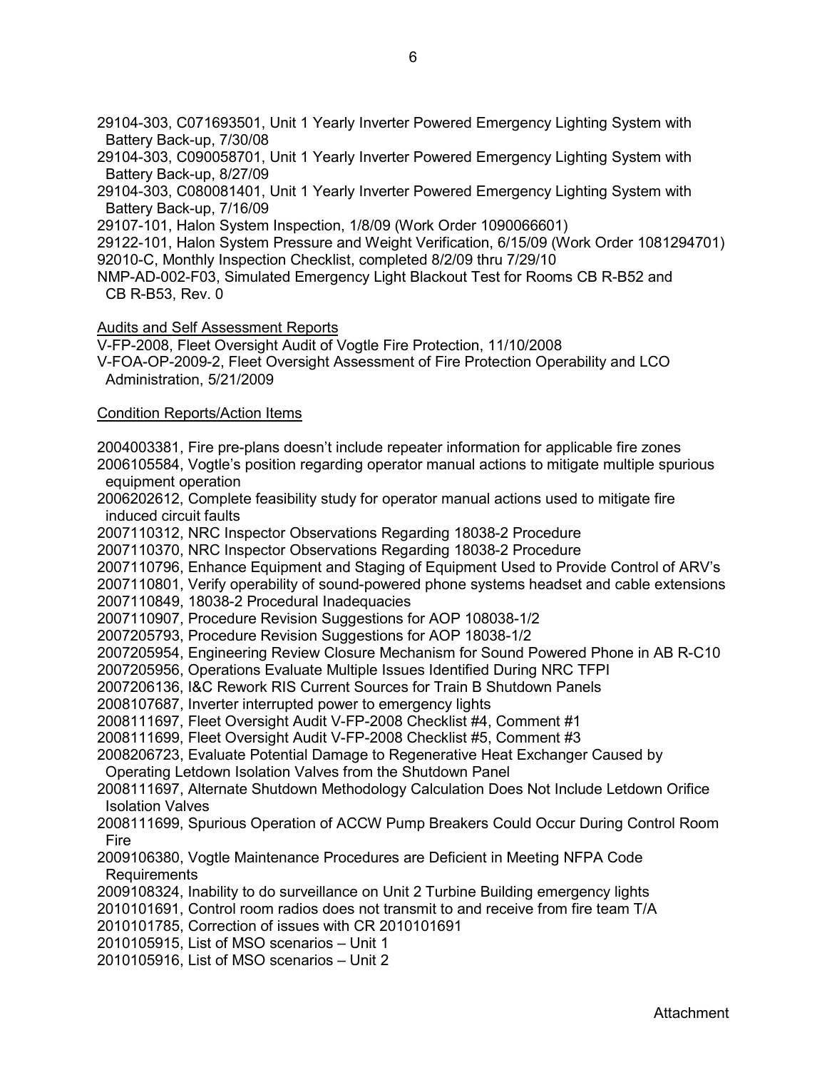29104-303, C071693501, Unit 1 Yearly Inverter Powered Emergency Lighting System with Battery Back-up, 7/30/08
29104-303, C090058701, Unit 1 Yearly Inverter Powered Emergency Lighting System with Battery Back-up, 8/27/09
29104-303, C080081401, Unit 1 Yearly Inverter Powered Emergency Lighting System with Battery Back-up, 7/16/09
29107-101, Halon System Inspection, 1/8/09 (Work Order 1090066601)
29122-101, Halon System Pressure and Weight Verification, 6/15/09 (Work Order 1081294701)
92010-C, Monthly Inspection Checklist, completed 8/2/09 thru 7/29/10
NMP-AD-002-F03, Simulated Emergency Light Blackout Test for Rooms CB R-B52 and CB R-B53, Rev. 0

Audits and Self Assessment Reports

V-FP-2008, Fleet Oversight Audit of Vogtle Fire Protection, 11/10/2008
V-FOA-OP-2009-2, Fleet Oversight Assessment of Fire Protection Operability and LCO Administration, 5/21/2009

Condition Reports/Action Items

2004003381, Fire pre-plans doesn't include repeater information for applicable fire zones
2006105584, Vogtle's position regarding operator manual actions to mitigate multiple spurious equipment operation
2006202612, Complete feasibility study for operator manual actions used to mitigate fire induced circuit faults
2007110312, NRC Inspector Observations Regarding 18038-2 Procedure
2007110370, NRC Inspector Observations Regarding 18038-2 Procedure
2007110796, Enhance Equipment and Staging of Equipment Used to Provide Control of ARV's
2007110801, Verify operability of sound-powered phone systems headset and cable extensions
2007110849, 18038-2 Procedural Inadequacies
2007110907, Procedure Revision Suggestions for AOP 108038-1/2
2007205793, Procedure Revision Suggestions for AOP 18038-1/2
2007205954, Engineering Review Closure Mechanism for Sound Powered Phone in AB R-C10
2007205956, Operations Evaluate Multiple Issues Identified During NRC TFPI
2007206136, I&C Rework RIS Current Sources for Train B Shutdown Panels
2008107687, Inverter interrupted power to emergency lights
2008111697, Fleet Oversight Audit V-FP-2008 Checklist #4, Comment #1
2008111699, Fleet Oversight Audit V-FP-2008 Checklist #5, Comment #3
2008206723, Evaluate Potential Damage to Regenerative Heat Exchanger Caused by Operating Letdown Isolation Valves from the Shutdown Panel
2008111697, Alternate Shutdown Methodology Calculation Does Not Include Letdown Orifice Isolation Valves
2008111699, Spurious Operation of ACCW Pump Breakers Could Occur During Control Room Fire
2009106380, Vogtle Maintenance Procedures are Deficient in Meeting NFPA Code Requirements
2009108324, Inability to do surveillance on Unit 2 Turbine Building emergency lights
2010101691, Control room radios does not transmit to and receive from fire team T/A
2010101785, Correction of issues with CR 2010101691
2010105915, List of MSO scenarios – Unit 1
2010105916, List of MSO scenarios – Unit 2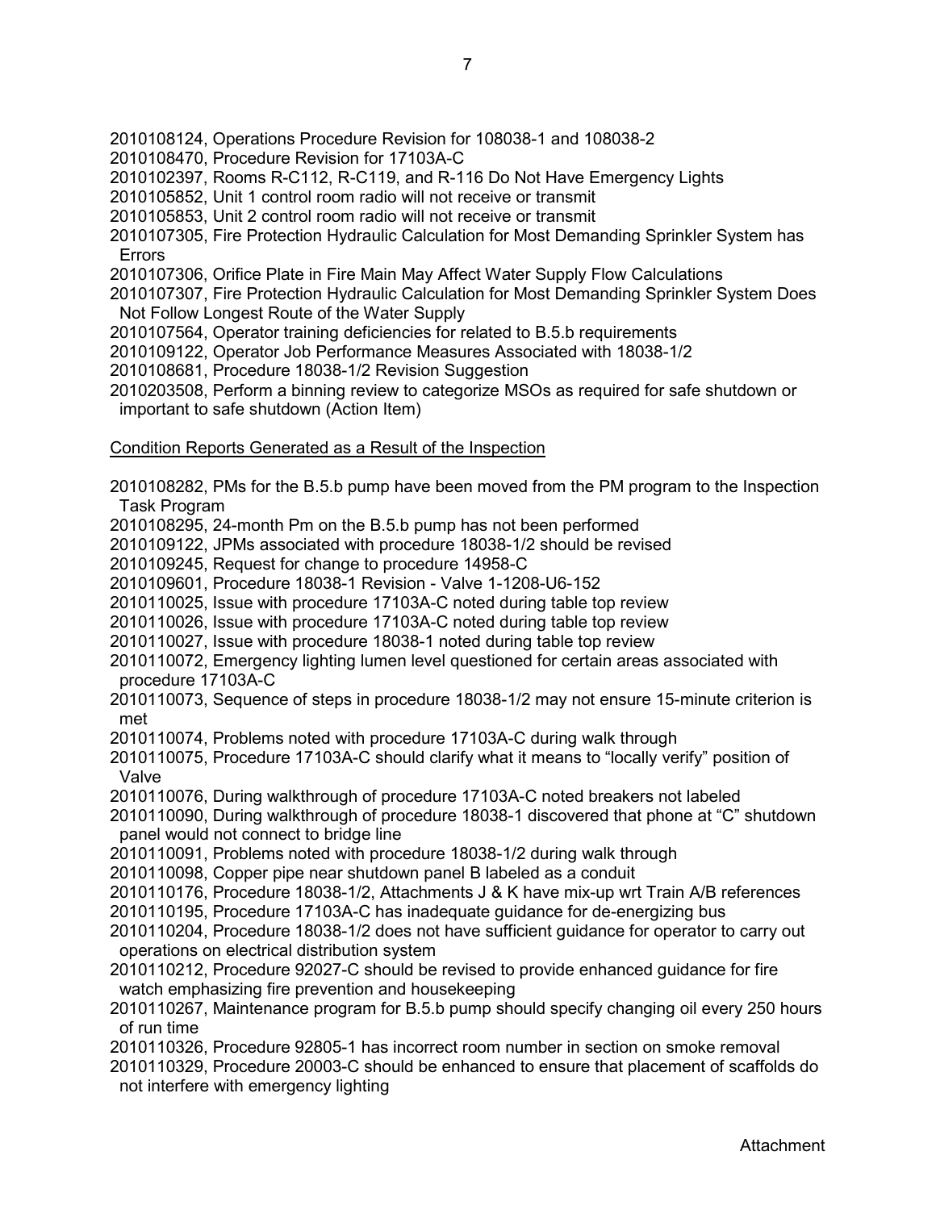2010108124, Operations Procedure Revision for 108038-1 and 108038-2
2010108470, Procedure Revision for 17103A-C
2010102397, Rooms R-C112, R-C119, and R-116 Do Not Have Emergency Lights
2010105852, Unit 1 control room radio will not receive or transmit
2010105853, Unit 2 control room radio will not receive or transmit
2010107305, Fire Protection Hydraulic Calculation for Most Demanding Sprinkler System has Errors
2010107306, Orifice Plate in Fire Main May Affect Water Supply Flow Calculations
2010107307, Fire Protection Hydraulic Calculation for Most Demanding Sprinkler System Does Not Follow Longest Route of the Water Supply
2010107564, Operator training deficiencies for related to B.5.b requirements
2010109122, Operator Job Performance Measures Associated with 18038-1/2
2010108681, Procedure 18038-1/2 Revision Suggestion
2010203508, Perform a binning review to categorize MSOs as required for safe shutdown or important to safe shutdown (Action Item)

Condition Reports Generated as a Result of the Inspection

2010108282, PMs for the B.5.b pump have been moved from the PM program to the Inspection Task Program
2010108295, 24-month Pm on the B.5.b pump has not been performed
2010109122, JPMs associated with procedure 18038-1/2 should be revised
2010109245, Request for change to procedure 14958-C
2010109601, Procedure 18038-1 Revision - Valve 1-1208-U6-152
2010110025, Issue with procedure 17103A-C noted during table top review
2010110026, Issue with procedure 17103A-C noted during table top review
2010110027, Issue with procedure 18038-1 noted during table top review
2010110072, Emergency lighting lumen level questioned for certain areas associated with procedure 17103A-C
2010110073, Sequence of steps in procedure 18038-1/2 may not ensure 15-minute criterion is met
2010110074, Problems noted with procedure 17103A-C during walk through
2010110075, Procedure 17103A-C should clarify what it means to "locally verify" position of Valve
2010110076, During walkthrough of procedure 17103A-C noted breakers not labeled
2010110090, During walkthrough of procedure 18038-1 discovered that phone at "C" shutdown panel would not connect to bridge line
2010110091, Problems noted with procedure 18038-1/2 during walk through
2010110098, Copper pipe near shutdown panel B labeled as a conduit
2010110176, Procedure 18038-1/2, Attachments J & K have mix-up wrt Train A/B references
2010110195, Procedure 17103A-C has inadequate guidance for de-energizing bus
2010110204, Procedure 18038-1/2 does not have sufficient guidance for operator to carry out operations on electrical distribution system
2010110212, Procedure 92027-C should be revised to provide enhanced guidance for fire watch emphasizing fire prevention and housekeeping
2010110267, Maintenance program for B.5.b pump should specify changing oil every 250 hours of run time
2010110326, Procedure 92805-1 has incorrect room number in section on smoke removal
2010110329, Procedure 20003-C should be enhanced to ensure that placement of scaffolds do not interfere with emergency lighting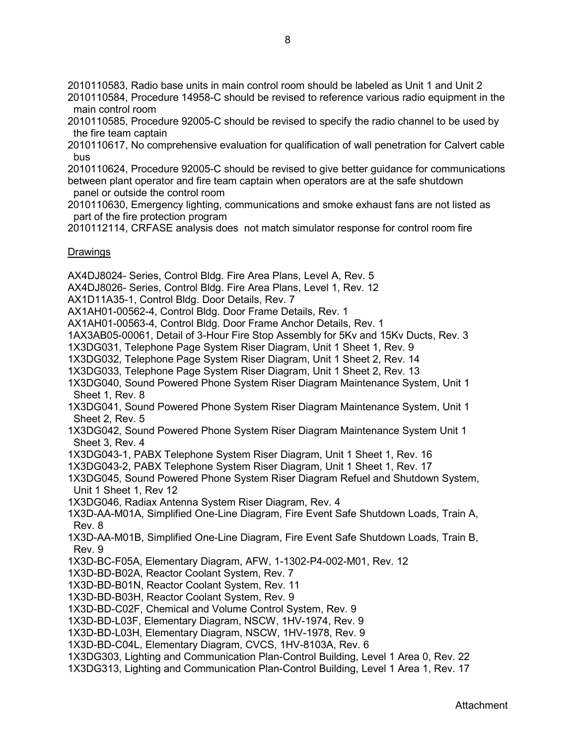2010110583, Radio base units in main control room should be labeled as Unit 1 and Unit 2
2010110584, Procedure 14958-C should be revised to reference various radio equipment in the main control room
2010110585, Procedure 92005-C should be revised to specify the radio channel to be used by the fire team captain
2010110617, No comprehensive evaluation for qualification of wall penetration for Calvert cable bus
2010110624, Procedure 92005-C should be revised to give better guidance for communications between plant operator and fire team captain when operators are at the safe shutdown panel or outside the control room
2010110630, Emergency lighting, communications and smoke exhaust fans are not listed as part of the fire protection program
2010112114, CRFASE analysis does not match simulator response for control room fire

Drawings

AX4DJ8024- Series, Control Bldg. Fire Area Plans, Level A, Rev. 5
AX4DJ8026- Series, Control Bldg. Fire Area Plans, Level 1, Rev. 12
AX1D11A35-1, Control Bldg. Door Details, Rev. 7
AX1AH01-00562-4, Control Bldg. Door Frame Details, Rev. 1
AX1AH01-00563-4, Control Bldg. Door Frame Anchor Details, Rev. 1
1AX3AB05-00061, Detail of 3-Hour Fire Stop Assembly for 5Kv and 15Kv Ducts, Rev. 3
1X3DG031, Telephone Page System Riser Diagram, Unit 1 Sheet 1, Rev. 9
1X3DG032, Telephone Page System Riser Diagram, Unit 1 Sheet 2, Rev. 14
1X3DG033, Telephone Page System Riser Diagram, Unit 1 Sheet 2, Rev. 13
1X3DG040, Sound Powered Phone System Riser Diagram Maintenance System, Unit 1 Sheet 1, Rev. 8
1X3DG041, Sound Powered Phone System Riser Diagram Maintenance System, Unit 1 Sheet 2, Rev. 5
1X3DG042, Sound Powered Phone System Riser Diagram Maintenance System Unit 1 Sheet 3, Rev. 4
1X3DG043-1, PABX Telephone System Riser Diagram, Unit 1 Sheet 1, Rev. 16
1X3DG043-2, PABX Telephone System Riser Diagram, Unit 1 Sheet 1, Rev. 17
1X3DG045, Sound Powered Phone System Riser Diagram Refuel and Shutdown System, Unit 1 Sheet 1, Rev 12
1X3DG046, Radiax Antenna System Riser Diagram, Rev. 4
1X3D-AA-M01A, Simplified One-Line Diagram, Fire Event Safe Shutdown Loads, Train A, Rev. 8
1X3D-AA-M01B, Simplified One-Line Diagram, Fire Event Safe Shutdown Loads, Train B, Rev. 9
1X3D-BC-F05A, Elementary Diagram, AFW, 1-1302-P4-002-M01, Rev. 12
1X3D-BD-B02A, Reactor Coolant System, Rev. 7
1X3D-BD-B01N, Reactor Coolant System, Rev. 11
1X3D-BD-B03H, Reactor Coolant System, Rev. 9
1X3D-BD-C02F, Chemical and Volume Control System, Rev. 9
1X3D-BD-L03F, Elementary Diagram, NSCW, 1HV-1974, Rev. 9
1X3D-BD-L03H, Elementary Diagram, NSCW, 1HV-1978, Rev. 9
1X3D-BD-C04L, Elementary Diagram, CVCS, 1HV-8103A, Rev. 6
1X3DG303, Lighting and Communication Plan-Control Building, Level 1 Area 0, Rev. 22
1X3DG313, Lighting and Communication Plan-Control Building, Level 1 Area 1, Rev. 17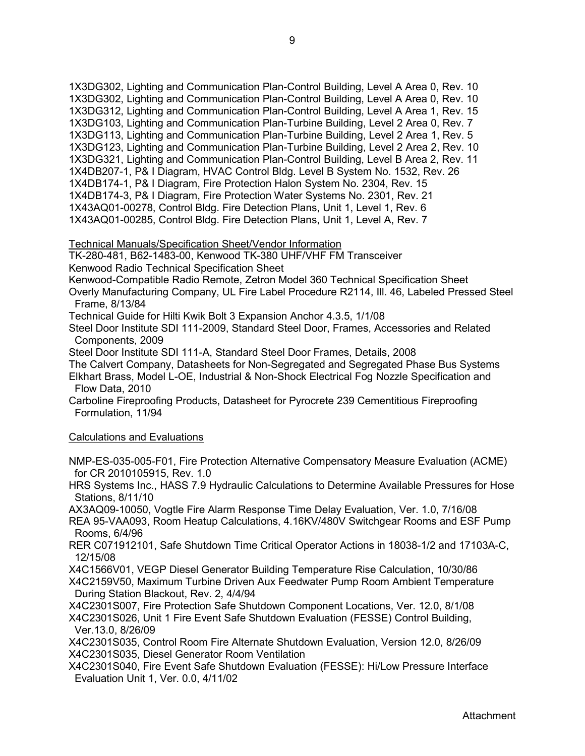1X3DG302, Lighting and Communication Plan-Control Building, Level A Area 0, Rev. 10
1X3DG302, Lighting and Communication Plan-Control Building, Level A Area 0, Rev. 10
1X3DG312, Lighting and Communication Plan-Control Building, Level A Area 1, Rev. 15
1X3DG103, Lighting and Communication Plan-Turbine Building, Level 2 Area 0, Rev. 7
1X3DG113, Lighting and Communication Plan-Turbine Building, Level 2 Area 1, Rev. 5
1X3DG123, Lighting and Communication Plan-Turbine Building, Level 2 Area 2, Rev. 10
1X3DG321, Lighting and Communication Plan-Control Building, Level B Area 2, Rev. 11
1X4DB207-1, P& I Diagram, HVAC Control Bldg. Level B System No. 1532, Rev. 26
1X4DB174-1, P& I Diagram, Fire Protection Halon System No. 2304, Rev. 15
1X4DB174-3, P& I Diagram, Fire Protection Water Systems No. 2301, Rev. 21
1X43AQ01-00278, Control Bldg. Fire Detection Plans, Unit 1, Level 1, Rev. 6
1X43AQ01-00285, Control Bldg. Fire Detection Plans, Unit 1, Level A, Rev. 7

Technical Manuals/Specification Sheet/Vendor Information

TK-280-481, B62-1483-00, Kenwood TK-380 UHF/VHF FM Transceiver
Kenwood Radio Technical Specification Sheet
Kenwood-Compatible Radio Remote, Zetron Model 360 Technical Specification Sheet
Overly Manufacturing Company, UL Fire Label Procedure R2114, Ill. 46, Labeled Pressed Steel Frame, 8/13/84
Technical Guide for Hilti Kwik Bolt 3 Expansion Anchor 4.3.5, 1/1/08
Steel Door Institute SDI 111-2009, Standard Steel Door, Frames, Accessories and Related Components, 2009
Steel Door Institute SDI 111-A, Standard Steel Door Frames, Details, 2008
The Calvert Company, Datasheets for Non-Segregated and Segregated Phase Bus Systems
Elkhart Brass, Model L-OE, Industrial & Non-Shock Electrical Fog Nozzle Specification and Flow Data, 2010
Carboline Fireproofing Products, Datasheet for Pyrocrete 239 Cementitious Fireproofing Formulation, 11/94

Calculations and Evaluations

NMP-ES-035-005-F01, Fire Protection Alternative Compensatory Measure Evaluation (ACME) for CR 2010105915, Rev. 1.0
HRS Systems Inc., HASS 7.9 Hydraulic Calculations to Determine Available Pressures for Hose Stations, 8/11/10
AX3AQ09-10050, Vogtle Fire Alarm Response Time Delay Evaluation, Ver. 1.0, 7/16/08
REA 95-VAA093, Room Heatup Calculations, 4.16KV/480V Switchgear Rooms and ESF Pump Rooms, 6/4/96
RER C071912101, Safe Shutdown Time Critical Operator Actions in 18038-1/2 and 17103A-C, 12/15/08
X4C1566V01, VEGP Diesel Generator Building Temperature Rise Calculation, 10/30/86
X4C2159V50, Maximum Turbine Driven Aux Feedwater Pump Room Ambient Temperature During Station Blackout, Rev. 2, 4/4/94
X4C2301S007, Fire Protection Safe Shutdown Component Locations, Ver. 12.0, 8/1/08
X4C2301S026, Unit 1 Fire Event Safe Shutdown Evaluation (FESSE) Control Building, Ver.13.0, 8/26/09
X4C2301S035, Control Room Fire Alternate Shutdown Evaluation, Version 12.0, 8/26/09
X4C2301S035, Diesel Generator Room Ventilation
X4C2301S040, Fire Event Safe Shutdown Evaluation (FESSE): Hi/Low Pressure Interface Evaluation Unit 1, Ver. 0.0, 4/11/02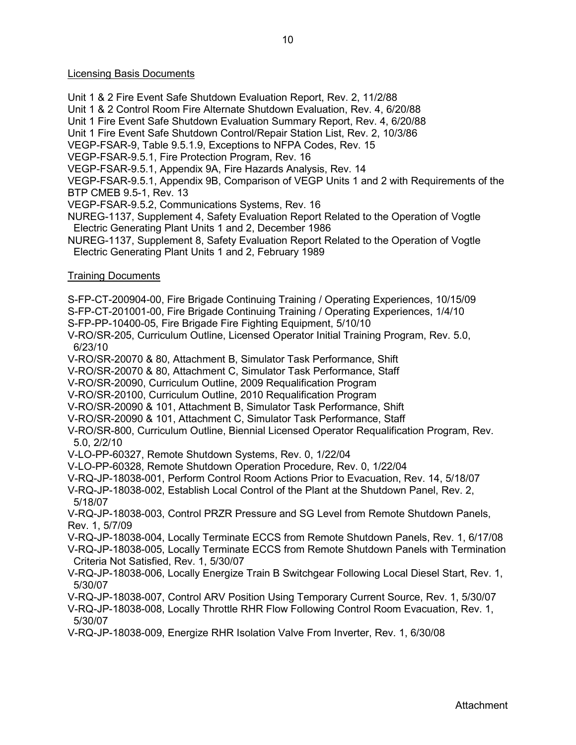Licensing Basis Documents

Unit 1 & 2 Fire Event Safe Shutdown Evaluation Report, Rev. 2, 11/2/88
Unit 1 & 2 Control Room Fire Alternate Shutdown Evaluation, Rev. 4, 6/20/88
Unit 1 Fire Event Safe Shutdown Evaluation Summary Report, Rev. 4, 6/20/88
Unit 1 Fire Event Safe Shutdown Control/Repair Station List, Rev. 2, 10/3/86
VEGP-FSAR-9, Table 9.5.1.9, Exceptions to NFPA Codes, Rev. 15
VEGP-FSAR-9.5.1, Fire Protection Program, Rev. 16
VEGP-FSAR-9.5.1, Appendix 9A, Fire Hazards Analysis, Rev. 14
VEGP-FSAR-9.5.1, Appendix 9B, Comparison of VEGP Units 1 and 2 with Requirements of the BTP CMEB 9.5-1, Rev. 13
VEGP-FSAR-9.5.2, Communications Systems, Rev. 16
NUREG-1137, Supplement 4, Safety Evaluation Report Related to the Operation of Vogtle Electric Generating Plant Units 1 and 2, December 1986
NUREG-1137, Supplement 8, Safety Evaluation Report Related to the Operation of Vogtle Electric Generating Plant Units 1 and 2, February 1989

Training Documents

S-FP-CT-200904-00, Fire Brigade Continuing Training / Operating Experiences, 10/15/09
S-FP-CT-201001-00, Fire Brigade Continuing Training / Operating Experiences, 1/4/10
S-FP-PP-10400-05, Fire Brigade Fire Fighting Equipment, 5/10/10
V-RO/SR-205, Curriculum Outline, Licensed Operator Initial Training Program, Rev. 5.0, 6/23/10
V-RO/SR-20070 & 80, Attachment B, Simulator Task Performance, Shift
V-RO/SR-20070 & 80, Attachment C, Simulator Task Performance, Staff
V-RO/SR-20090, Curriculum Outline, 2009 Requalification Program
V-RO/SR-20100, Curriculum Outline, 2010 Requalification Program
V-RO/SR-20090 & 101, Attachment B, Simulator Task Performance, Shift
V-RO/SR-20090 & 101, Attachment C, Simulator Task Performance, Staff
V-RO/SR-800, Curriculum Outline, Biennial Licensed Operator Requalification Program, Rev. 5.0, 2/2/10
V-LO-PP-60327, Remote Shutdown Systems, Rev. 0, 1/22/04
V-LO-PP-60328, Remote Shutdown Operation Procedure, Rev. 0, 1/22/04
V-RQ-JP-18038-001, Perform Control Room Actions Prior to Evacuation, Rev. 14, 5/18/07
V-RQ-JP-18038-002, Establish Local Control of the Plant at the Shutdown Panel, Rev. 2, 5/18/07
V-RQ-JP-18038-003, Control PRZR Pressure and SG Level from Remote Shutdown Panels, Rev. 1, 5/7/09
V-RQ-JP-18038-004, Locally Terminate ECCS from Remote Shutdown Panels, Rev. 1, 6/17/08
V-RQ-JP-18038-005, Locally Terminate ECCS from Remote Shutdown Panels with Termination Criteria Not Satisfied, Rev. 1, 5/30/07
V-RQ-JP-18038-006, Locally Energize Train B Switchgear Following Local Diesel Start, Rev. 1, 5/30/07
V-RQ-JP-18038-007, Control ARV Position Using Temporary Current Source, Rev. 1, 5/30/07
V-RQ-JP-18038-008, Locally Throttle RHR Flow Following Control Room Evacuation, Rev. 1, 5/30/07
V-RQ-JP-18038-009, Energize RHR Isolation Valve From Inverter, Rev. 1, 6/30/08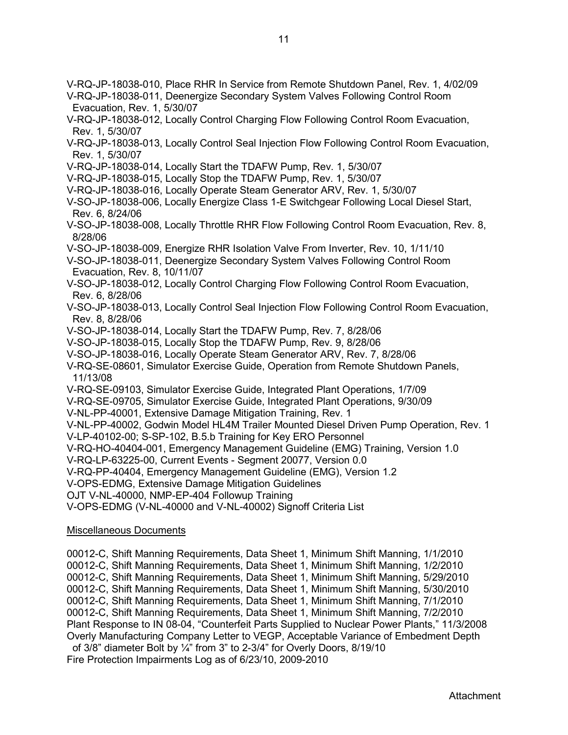V-RQ-JP-18038-010, Place RHR In Service from Remote Shutdown Panel, Rev. 1, 4/02/09
V-RQ-JP-18038-011, Deenergize Secondary System Valves Following Control Room Evacuation, Rev. 1, 5/30/07
V-RQ-JP-18038-012, Locally Control Charging Flow Following Control Room Evacuation, Rev. 1, 5/30/07
V-RQ-JP-18038-013, Locally Control Seal Injection Flow Following Control Room Evacuation, Rev. 1, 5/30/07
V-RQ-JP-18038-014, Locally Start the TDAFW Pump, Rev. 1, 5/30/07
V-RQ-JP-18038-015, Locally Stop the TDAFW Pump, Rev. 1, 5/30/07
V-RQ-JP-18038-016, Locally Operate Steam Generator ARV, Rev. 1, 5/30/07
V-SO-JP-18038-006, Locally Energize Class 1-E Switchgear Following Local Diesel Start, Rev. 6, 8/24/06
V-SO-JP-18038-008, Locally Throttle RHR Flow Following Control Room Evacuation, Rev. 8, 8/28/06
V-SO-JP-18038-009, Energize RHR Isolation Valve From Inverter, Rev. 10, 1/11/10
V-SO-JP-18038-011, Deenergize Secondary System Valves Following Control Room Evacuation, Rev. 8, 10/11/07
V-SO-JP-18038-012, Locally Control Charging Flow Following Control Room Evacuation, Rev. 6, 8/28/06
V-SO-JP-18038-013, Locally Control Seal Injection Flow Following Control Room Evacuation, Rev. 8, 8/28/06
V-SO-JP-18038-014, Locally Start the TDAFW Pump, Rev. 7, 8/28/06
V-SO-JP-18038-015, Locally Stop the TDAFW Pump, Rev. 9, 8/28/06
V-SO-JP-18038-016, Locally Operate Steam Generator ARV, Rev. 7, 8/28/06
V-RQ-SE-08601, Simulator Exercise Guide, Operation from Remote Shutdown Panels, 11/13/08
V-RQ-SE-09103, Simulator Exercise Guide, Integrated Plant Operations, 1/7/09
V-RQ-SE-09705, Simulator Exercise Guide, Integrated Plant Operations, 9/30/09
V-NL-PP-40001, Extensive Damage Mitigation Training, Rev. 1
V-NL-PP-40002, Godwin Model HL4M Trailer Mounted Diesel Driven Pump Operation, Rev. 1
V-LP-40102-00; S-SP-102, B.5.b Training for Key ERO Personnel
V-RQ-HO-40404-001, Emergency Management Guideline (EMG) Training, Version 1.0
V-RQ-LP-63225-00, Current Events - Segment 20077, Version 0.0
V-RQ-PP-40404, Emergency Management Guideline (EMG), Version 1.2
V-OPS-EDMG, Extensive Damage Mitigation Guidelines
OJT V-NL-40000, NMP-EP-404 Followup Training
V-OPS-EDMG (V-NL-40000 and V-NL-40002) Signoff Criteria List

Miscellaneous Documents

00012-C, Shift Manning Requirements, Data Sheet 1, Minimum Shift Manning, 1/1/2010
00012-C, Shift Manning Requirements, Data Sheet 1, Minimum Shift Manning, 1/2/2010
00012-C, Shift Manning Requirements, Data Sheet 1, Minimum Shift Manning, 5/29/2010
00012-C, Shift Manning Requirements, Data Sheet 1, Minimum Shift Manning, 5/30/2010
00012-C, Shift Manning Requirements, Data Sheet 1, Minimum Shift Manning, 7/1/2010
00012-C, Shift Manning Requirements, Data Sheet 1, Minimum Shift Manning, 7/2/2010
Plant Response to IN 08-04, "Counterfeit Parts Supplied to Nuclear Power Plants," 11/3/2008
Overly Manufacturing Company Letter to VEGP, Acceptable Variance of Embedment Depth of 3/8" diameter Bolt by ¼" from 3" to 2-3/4" for Overly Doors, 8/19/10
Fire Protection Impairments Log as of 6/23/10, 2009-2010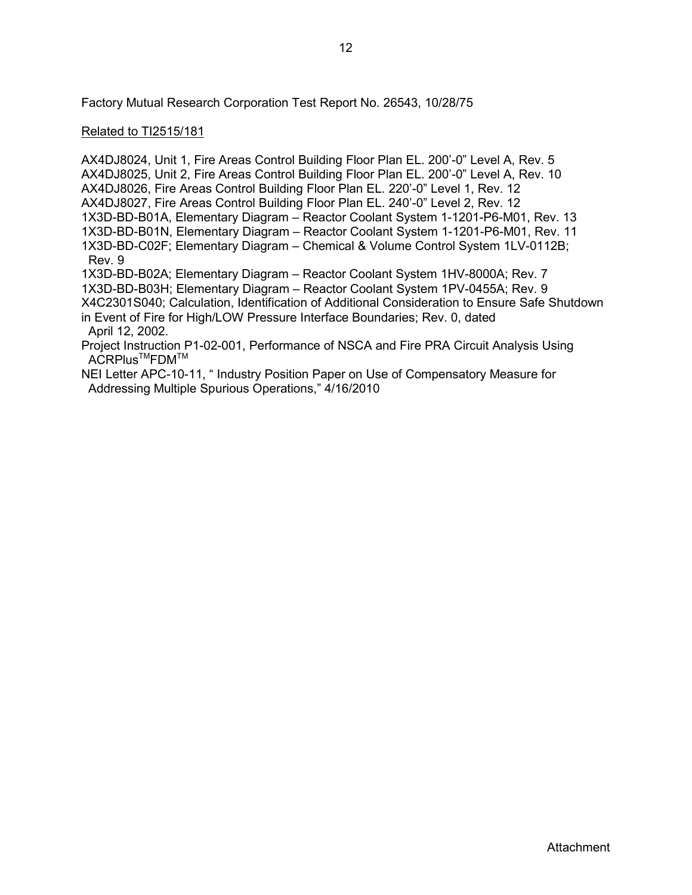Factory Mutual Research Corporation Test Report No. 26543, 10/28/75

Related to TI2515/181

AX4DJ8024, Unit 1, Fire Areas Control Building Floor Plan EL. 200'-0" Level A, Rev. 5
AX4DJ8025, Unit 2, Fire Areas Control Building Floor Plan EL. 200'-0" Level A, Rev. 10
AX4DJ8026, Fire Areas Control Building Floor Plan EL. 220'-0" Level 1, Rev. 12
AX4DJ8027, Fire Areas Control Building Floor Plan EL. 240'-0" Level 2, Rev. 12
1X3D-BD-B01A, Elementary Diagram – Reactor Coolant System 1-1201-P6-M01, Rev. 13
1X3D-BD-B01N, Elementary Diagram – Reactor Coolant System 1-1201-P6-M01, Rev. 11
1X3D-BD-C02F; Elementary Diagram – Chemical & Volume Control System 1LV-0112B; Rev. 9
1X3D-BD-B02A; Elementary Diagram – Reactor Coolant System 1HV-8000A; Rev. 7
1X3D-BD-B03H; Elementary Diagram – Reactor Coolant System 1PV-0455A; Rev. 9
X4C2301S040; Calculation, Identification of Additional Consideration to Ensure Safe Shutdown in Event of Fire for High/LOW Pressure Interface Boundaries; Rev. 0, dated April 12, 2002.
Project Instruction P1-02-001, Performance of NSCA and Fire PRA Circuit Analysis Using ACRPlus™FDM™
NEI Letter APC-10-11, " Industry Position Paper on Use of Compensatory Measure for Addressing Multiple Spurious Operations," 4/16/2010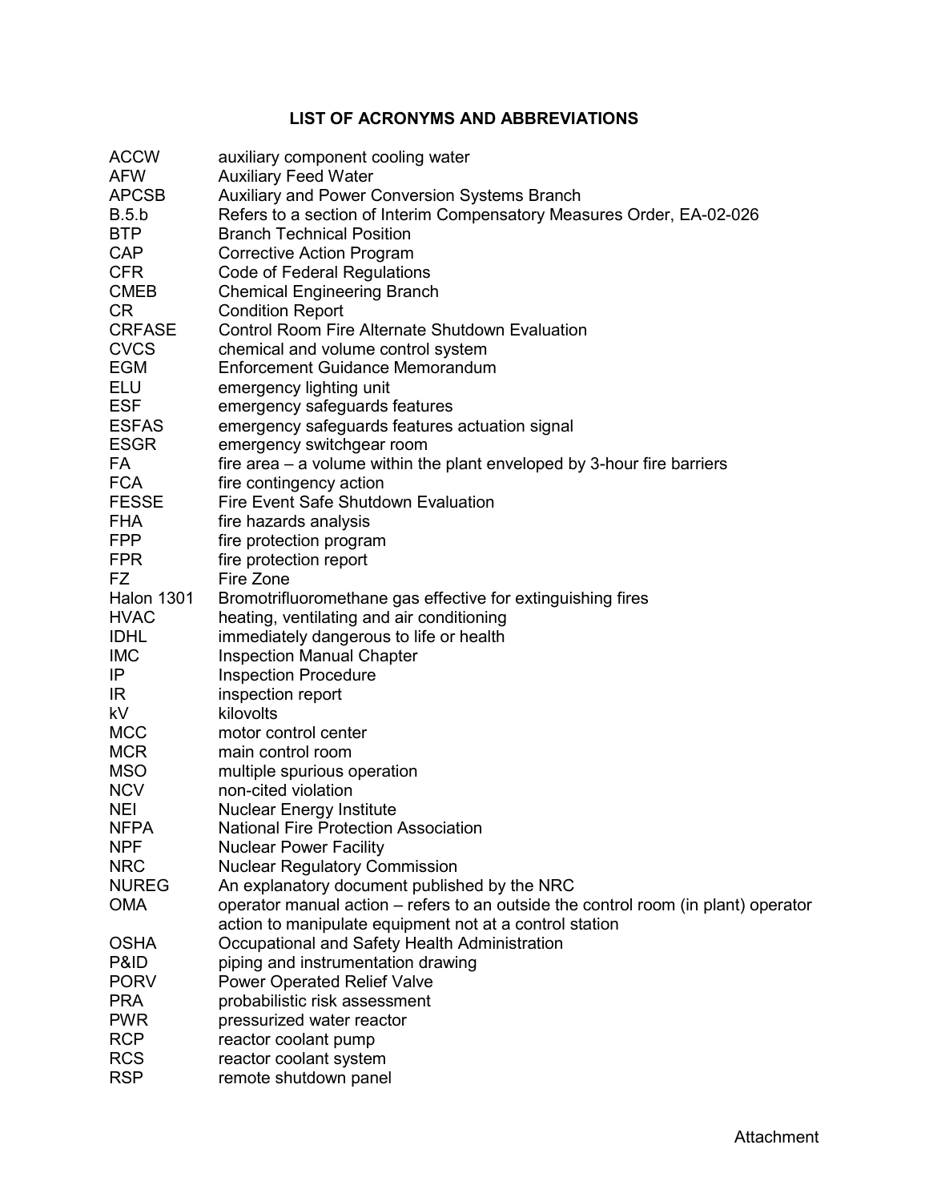## LIST OF ACRONYMS AND ABBREVIATIONS

| | |
|---|---|
| ACCW | auxiliary component cooling water |
| AFW | Auxiliary Feed Water |
| APCSB | Auxiliary and Power Conversion Systems Branch |
| B.5.b | Refers to a section of Interim Compensatory Measures Order, EA-02-026 |
| BTP | Branch Technical Position |
| CAP | Corrective Action Program |
| CFR | Code of Federal Regulations |
| CMEB | Chemical Engineering Branch |
| CR | Condition Report |
| CRFASE | Control Room Fire Alternate Shutdown Evaluation |
| CVCS | chemical and volume control system |
| EGM | Enforcement Guidance Memorandum |
| ELU | emergency lighting unit |
| ESF | emergency safeguards features |
| ESFAS | emergency safeguards features actuation signal |
| ESGR | emergency switchgear room |
| FA | fire area – a volume within the plant enveloped by 3-hour fire barriers |
| FCA | fire contingency action |
| FESSE | Fire Event Safe Shutdown Evaluation |
| FHA | fire hazards analysis |
| FPP | fire protection program |
| FPR | fire protection report |
| FZ | Fire Zone |
| Halon 1301 | Bromotrifluoromethane gas effective for extinguishing fires |
| HVAC | heating, ventilating and air conditioning |
| IDHL | immediately dangerous to life or health |
| IMC | Inspection Manual Chapter |
| IP | Inspection Procedure |
| IR | inspection report |
| kV | kilovolts |
| MCC | motor control center |
| MCR | main control room |
| MSO | multiple spurious operation |
| NCV | non-cited violation |
| NEI | Nuclear Energy Institute |
| NFPA | National Fire Protection Association |
| NPF | Nuclear Power Facility |
| NRC | Nuclear Regulatory Commission |
| NUREG | An explanatory document published by the NRC |
| OMA | operator manual action – refers to an outside the control room (in plant) operator action to manipulate equipment not at a control station |
| OSHA | Occupational and Safety Health Administration |
| P&ID | piping and instrumentation drawing |
| PORV | Power Operated Relief Valve |
| PRA | probabilistic risk assessment |
| PWR | pressurized water reactor |
| RCP | reactor coolant pump |
| RCS | reactor coolant system |
| RSP | remote shutdown panel |

Attachment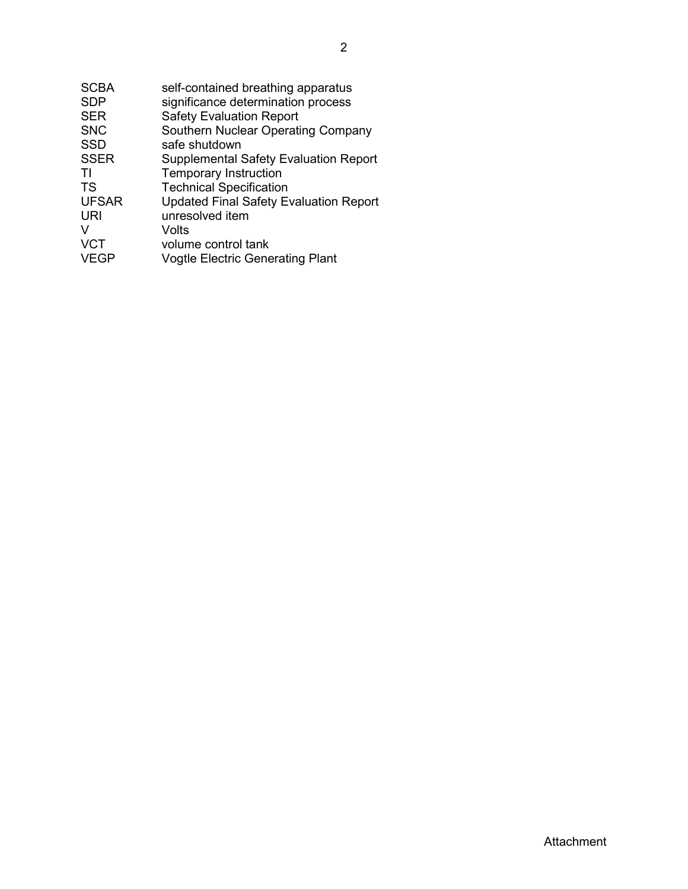| | |
|---|---|
| SCBA | self-contained breathing apparatus |
| SDP | significance determination process |
| SER | Safety Evaluation Report |
| SNC | Southern Nuclear Operating Company |
| SSD | safe shutdown |
| SSER | Supplemental Safety Evaluation Report |
| TI | Temporary Instruction |
| TS | Technical Specification |
| UFSAR | Updated Final Safety Evaluation Report |
| URI | unresolved item |
| V | Volts |
| VCT | volume control tank |
| VEGP | Vogtle Electric Generating Plant |